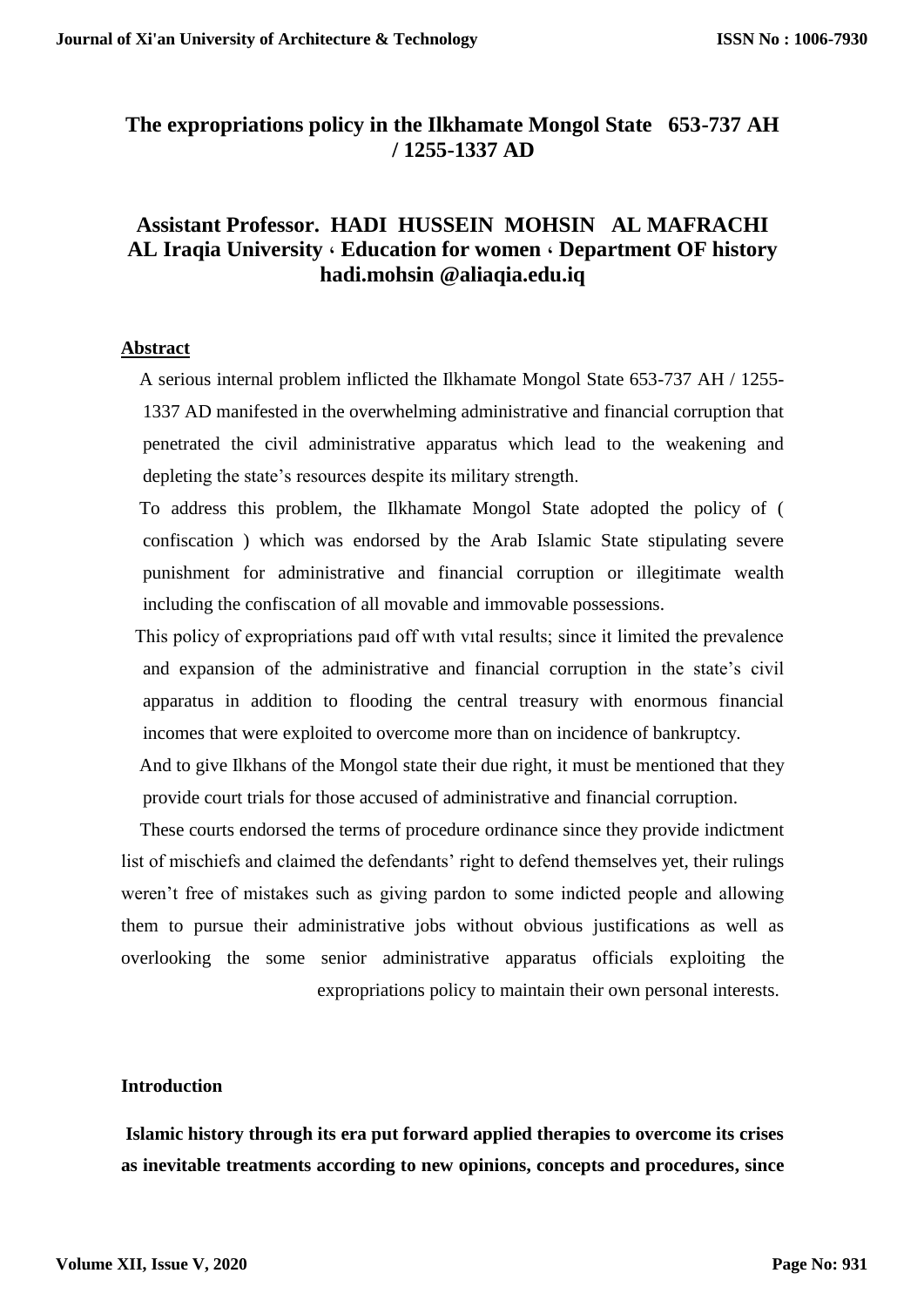# The expropriations policy in the Ilkhamate Mongol State 653-737 AH / 1255-1337 AD

## Assistant Professor. HADI HUSSEIN MOHSIN AL MAFRACHI
## AL Iraqia University ، Education for women ، Department OF history
## hadi.mohsin @aliaqia.edu.iq

**Abstract**

A serious internal problem inflicted the Ilkhamate Mongol State 653-737 AH / 1255-1337 AD manifested in the overwhelming administrative and financial corruption that penetrated the civil administrative apparatus which lead to the weakening and depleting the state's resources despite its military strength.

To address this problem, the Ilkhamate Mongol State adopted the policy of ( confiscation ) which was endorsed by the Arab Islamic State stipulating severe punishment for administrative and financial corruption or illegitimate wealth including the confiscation of all movable and immovable possessions.

This policy of expropriations paıd off wıth vıtal results; since it limited the prevalence and expansion of the administrative and financial corruption in the state's civil apparatus in addition to flooding the central treasury with enormous financial incomes that were exploited to overcome more than on incidence of bankruptcy.

And to give Ilkhans of the Mongol state their due right, it must be mentioned that they provide court trials for those accused of administrative and financial corruption.

These courts endorsed the terms of procedure ordinance since they provide indictment list of mischiefs and claimed the defendants' right to defend themselves yet, their rulings weren't free of mistakes such as giving pardon to some indicted people and allowing them to pursue their administrative jobs without obvious justifications as well as overlooking the some senior administrative apparatus officials exploiting the expropriations policy to maintain their own personal interests.

**Introduction**

**Islamic history through its era put forward applied therapies to overcome its crises as inevitable treatments according to new opinions, concepts and procedures, since**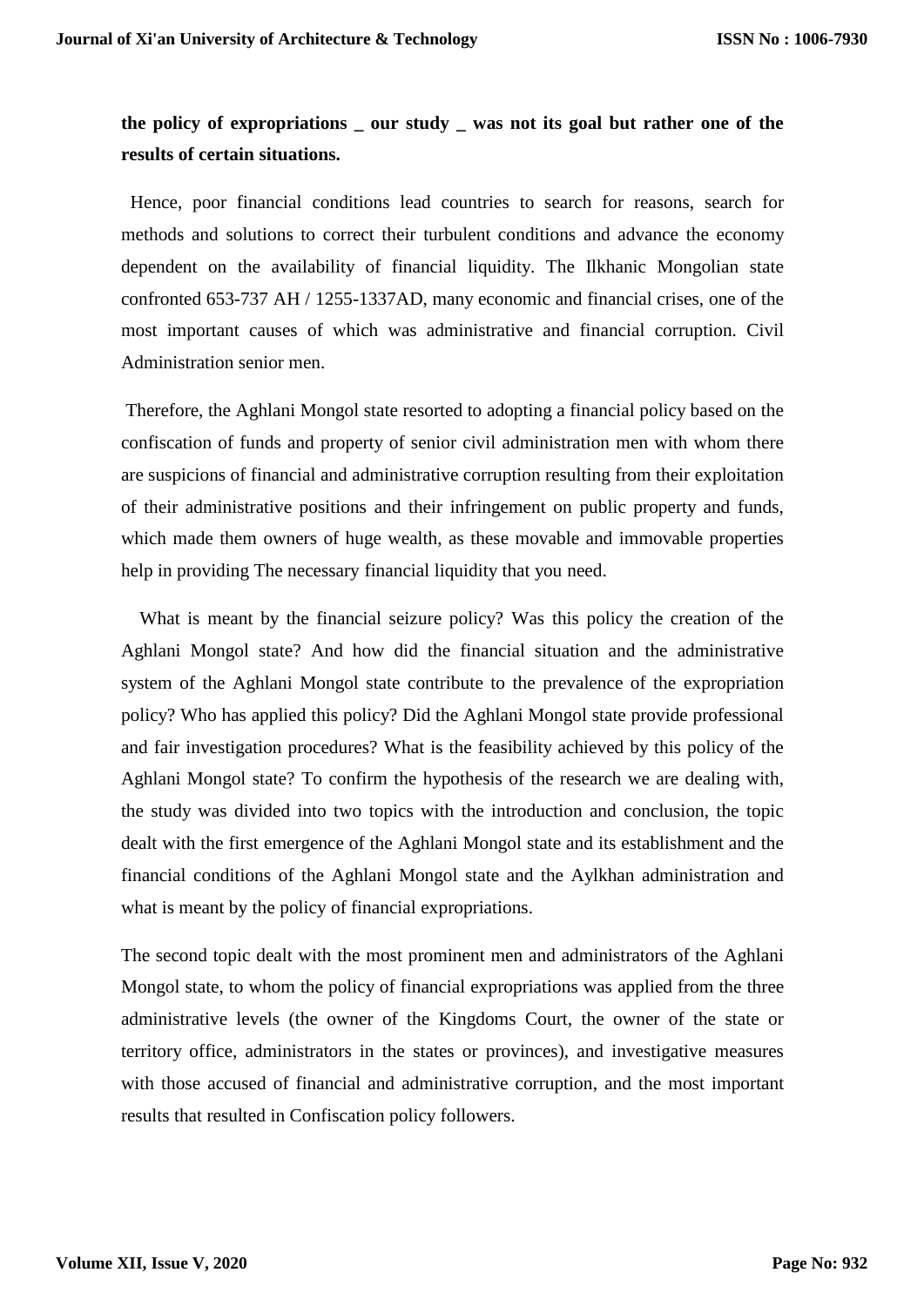**the policy of expropriations _ our study _ was not its goal but rather one of the results of certain situations.**

Hence, poor financial conditions lead countries to search for reasons, search for methods and solutions to correct their turbulent conditions and advance the economy dependent on the availability of financial liquidity. The Ilkhanic Mongolian state confronted 653-737 AH / 1255-1337AD, many economic and financial crises, one of the most important causes of which was administrative and financial corruption. Civil Administration senior men.

Therefore, the Aghlani Mongol state resorted to adopting a financial policy based on the confiscation of funds and property of senior civil administration men with whom there are suspicions of financial and administrative corruption resulting from their exploitation of their administrative positions and their infringement on public property and funds, which made them owners of huge wealth, as these movable and immovable properties help in providing The necessary financial liquidity that you need.

What is meant by the financial seizure policy? Was this policy the creation of the Aghlani Mongol state? And how did the financial situation and the administrative system of the Aghlani Mongol state contribute to the prevalence of the expropriation policy? Who has applied this policy? Did the Aghlani Mongol state provide professional and fair investigation procedures? What is the feasibility achieved by this policy of the Aghlani Mongol state? To confirm the hypothesis of the research we are dealing with, the study was divided into two topics with the introduction and conclusion, the topic dealt with the first emergence of the Aghlani Mongol state and its establishment and the financial conditions of the Aghlani Mongol state and the Aylkhan administration and what is meant by the policy of financial expropriations.

The second topic dealt with the most prominent men and administrators of the Aghlani Mongol state, to whom the policy of financial expropriations was applied from the three administrative levels (the owner of the Kingdoms Court, the owner of the state or territory office, administrators in the states or provinces), and investigative measures with those accused of financial and administrative corruption, and the most important results that resulted in Confiscation policy followers.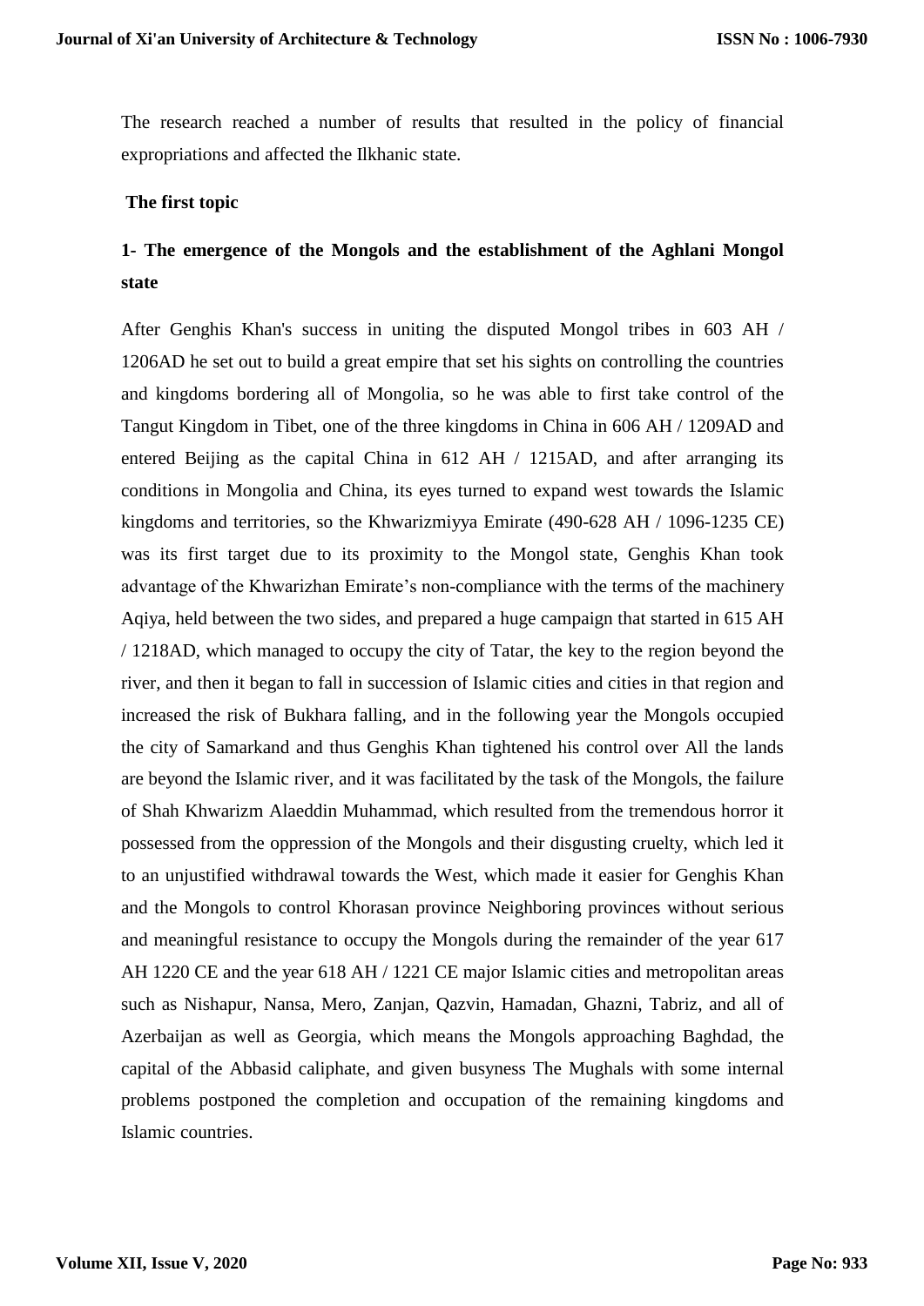The research reached a number of results that resulted in the policy of financial expropriations and affected the Ilkhanic state.

**The first topic**

## 1- The emergence of the Mongols and the establishment of the Aghlani Mongol state

After Genghis Khan's success in uniting the disputed Mongol tribes in 603 AH / 1206AD he set out to build a great empire that set his sights on controlling the countries and kingdoms bordering all of Mongolia, so he was able to first take control of the Tangut Kingdom in Tibet, one of the three kingdoms in China in 606 AH / 1209AD and entered Beijing as the capital China in 612 AH / 1215AD, and after arranging its conditions in Mongolia and China, its eyes turned to expand west towards the Islamic kingdoms and territories, so the Khwarizmiyya Emirate (490-628 AH / 1096-1235 CE) was its first target due to its proximity to the Mongol state, Genghis Khan took advantage of the Khwarizhan Emirate's non-compliance with the terms of the machinery Aqiya, held between the two sides, and prepared a huge campaign that started in 615 AH / 1218AD, which managed to occupy the city of Tatar, the key to the region beyond the river, and then it began to fall in succession of Islamic cities and cities in that region and increased the risk of Bukhara falling, and in the following year the Mongols occupied the city of Samarkand and thus Genghis Khan tightened his control over All the lands are beyond the Islamic river, and it was facilitated by the task of the Mongols, the failure of Shah Khwarizm Alaeddin Muhammad, which resulted from the tremendous horror it possessed from the oppression of the Mongols and their disgusting cruelty, which led it to an unjustified withdrawal towards the West, which made it easier for Genghis Khan and the Mongols to control Khorasan province Neighboring provinces without serious and meaningful resistance to occupy the Mongols during the remainder of the year 617 AH 1220 CE and the year 618 AH / 1221 CE major Islamic cities and metropolitan areas such as Nishapur, Nansa, Mero, Zanjan, Qazvin, Hamadan, Ghazni, Tabriz, and all of Azerbaijan as well as Georgia, which means the Mongols approaching Baghdad, the capital of the Abbasid caliphate, and given busyness The Mughals with some internal problems postponed the completion and occupation of the remaining kingdoms and Islamic countries.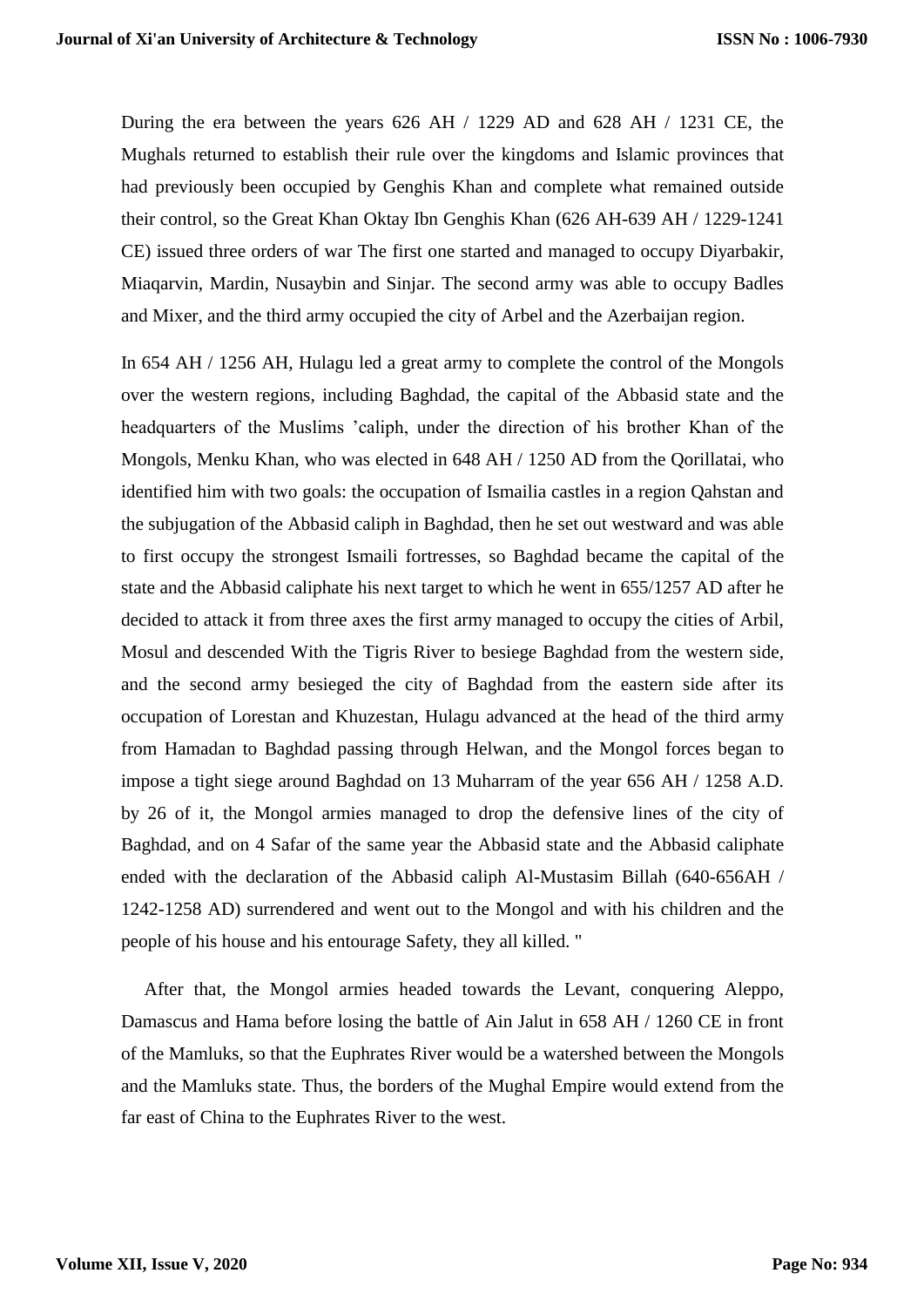During the era between the years 626 AH / 1229 AD and 628 AH / 1231 CE, the Mughals returned to establish their rule over the kingdoms and Islamic provinces that had previously been occupied by Genghis Khan and complete what remained outside their control, so the Great Khan Oktay Ibn Genghis Khan (626 AH-639 AH / 1229-1241 CE) issued three orders of war The first one started and managed to occupy Diyarbakir, Miaqarvin, Mardin, Nusaybin and Sinjar. The second army was able to occupy Badles and Mixer, and the third army occupied the city of Arbel and the Azerbaijan region.

In 654 AH / 1256 AH, Hulagu led a great army to complete the control of the Mongols over the western regions, including Baghdad, the capital of the Abbasid state and the headquarters of the Muslims 'caliph, under the direction of his brother Khan of the Mongols, Menku Khan, who was elected in 648 AH / 1250 AD from the Qorillatai, who identified him with two goals: the occupation of Ismailia castles in a region Qahstan and the subjugation of the Abbasid caliph in Baghdad, then he set out westward and was able to first occupy the strongest Ismaili fortresses, so Baghdad became the capital of the state and the Abbasid caliphate his next target to which he went in 655/1257 AD after he decided to attack it from three axes the first army managed to occupy the cities of Arbil, Mosul and descended With the Tigris River to besiege Baghdad from the western side, and the second army besieged the city of Baghdad from the eastern side after its occupation of Lorestan and Khuzestan, Hulagu advanced at the head of the third army from Hamadan to Baghdad passing through Helwan, and the Mongol forces began to impose a tight siege around Baghdad on 13 Muharram of the year 656 AH / 1258 A.D. by 26 of it, the Mongol armies managed to drop the defensive lines of the city of Baghdad, and on 4 Safar of the same year the Abbasid state and the Abbasid caliphate ended with the declaration of the Abbasid caliph Al-Mustasim Billah (640-656AH / 1242-1258 AD) surrendered and went out to the Mongol and with his children and the people of his house and his entourage Safety, they all killed. "

After that, the Mongol armies headed towards the Levant, conquering Aleppo, Damascus and Hama before losing the battle of Ain Jalut in 658 AH / 1260 CE in front of the Mamluks, so that the Euphrates River would be a watershed between the Mongols and the Mamluks state. Thus, the borders of the Mughal Empire would extend from the far east of China to the Euphrates River to the west.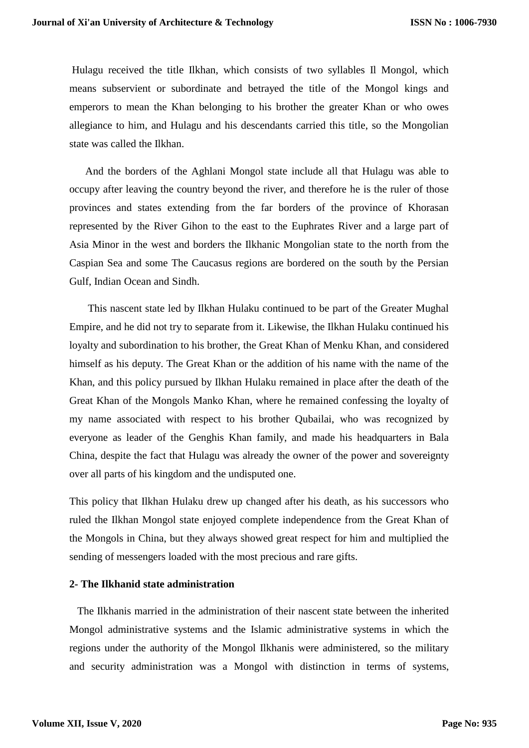Hulagu received the title Ilkhan, which consists of two syllables Il Mongol, which means subservient or subordinate and betrayed the title of the Mongol kings and emperors to mean the Khan belonging to his brother the greater Khan or who owes allegiance to him, and Hulagu and his descendants carried this title, so the Mongolian state was called the Ilkhan.

And the borders of the Aghlani Mongol state include all that Hulagu was able to occupy after leaving the country beyond the river, and therefore he is the ruler of those provinces and states extending from the far borders of the province of Khorasan represented by the River Gihon to the east to the Euphrates River and a large part of Asia Minor in the west and borders the Ilkhanic Mongolian state to the north from the Caspian Sea and some The Caucasus regions are bordered on the south by the Persian Gulf, Indian Ocean and Sindh.

This nascent state led by Ilkhan Hulaku continued to be part of the Greater Mughal Empire, and he did not try to separate from it. Likewise, the Ilkhan Hulaku continued his loyalty and subordination to his brother, the Great Khan of Menku Khan, and considered himself as his deputy. The Great Khan or the addition of his name with the name of the Khan, and this policy pursued by Ilkhan Hulaku remained in place after the death of the Great Khan of the Mongols Manko Khan, where he remained confessing the loyalty of my name associated with respect to his brother Qubailai, who was recognized by everyone as leader of the Genghis Khan family, and made his headquarters in Bala China, despite the fact that Hulagu was already the owner of the power and sovereignty over all parts of his kingdom and the undisputed one.

This policy that Ilkhan Hulaku drew up changed after his death, as his successors who ruled the Ilkhan Mongol state enjoyed complete independence from the Great Khan of the Mongols in China, but they always showed great respect for him and multiplied the sending of messengers loaded with the most precious and rare gifts.

**2- The Ilkhanid state administration**

The Ilkhanis married in the administration of their nascent state between the inherited Mongol administrative systems and the Islamic administrative systems in which the regions under the authority of the Mongol Ilkhanis were administered, so the military and security administration was a Mongol with distinction in terms of systems,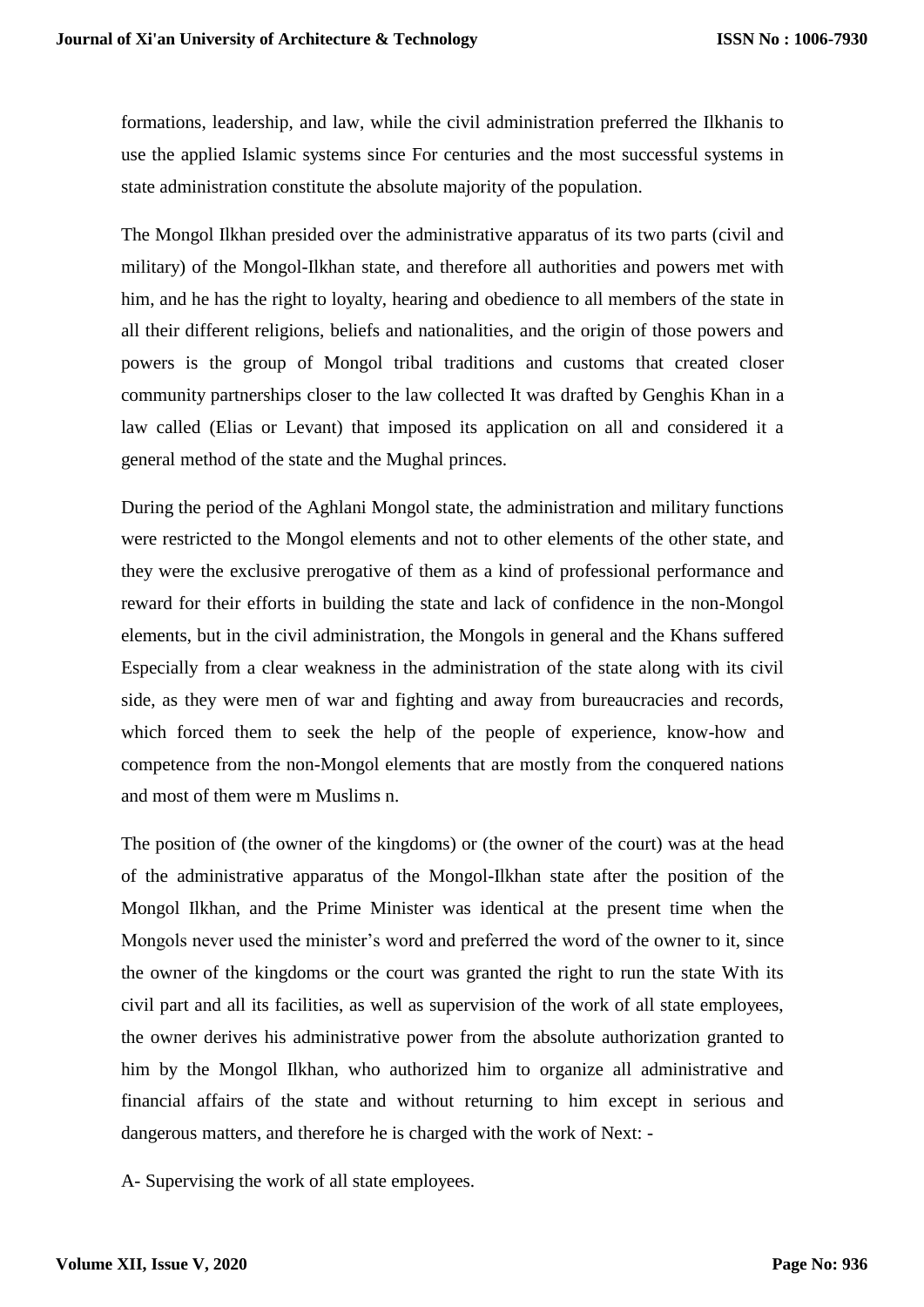formations, leadership, and law, while the civil administration preferred the Ilkhanis to use the applied Islamic systems since For centuries and the most successful systems in state administration constitute the absolute majority of the population.

The Mongol Ilkhan presided over the administrative apparatus of its two parts (civil and military) of the Mongol-Ilkhan state, and therefore all authorities and powers met with him, and he has the right to loyalty, hearing and obedience to all members of the state in all their different religions, beliefs and nationalities, and the origin of those powers and powers is the group of Mongol tribal traditions and customs that created closer community partnerships closer to the law collected It was drafted by Genghis Khan in a law called (Elias or Levant) that imposed its application on all and considered it a general method of the state and the Mughal princes.

During the period of the Aghlani Mongol state, the administration and military functions were restricted to the Mongol elements and not to other elements of the other state, and they were the exclusive prerogative of them as a kind of professional performance and reward for their efforts in building the state and lack of confidence in the non-Mongol elements, but in the civil administration, the Mongols in general and the Khans suffered Especially from a clear weakness in the administration of the state along with its civil side, as they were men of war and fighting and away from bureaucracies and records, which forced them to seek the help of the people of experience, know-how and competence from the non-Mongol elements that are mostly from the conquered nations and most of them were m Muslims n.

The position of (the owner of the kingdoms) or (the owner of the court) was at the head of the administrative apparatus of the Mongol-Ilkhan state after the position of the Mongol Ilkhan, and the Prime Minister was identical at the present time when the Mongols never used the minister's word and preferred the word of the owner to it, since the owner of the kingdoms or the court was granted the right to run the state With its civil part and all its facilities, as well as supervision of the work of all state employees, the owner derives his administrative power from the absolute authorization granted to him by the Mongol Ilkhan, who authorized him to organize all administrative and financial affairs of the state and without returning to him except in serious and dangerous matters, and therefore he is charged with the work of Next: -

A- Supervising the work of all state employees.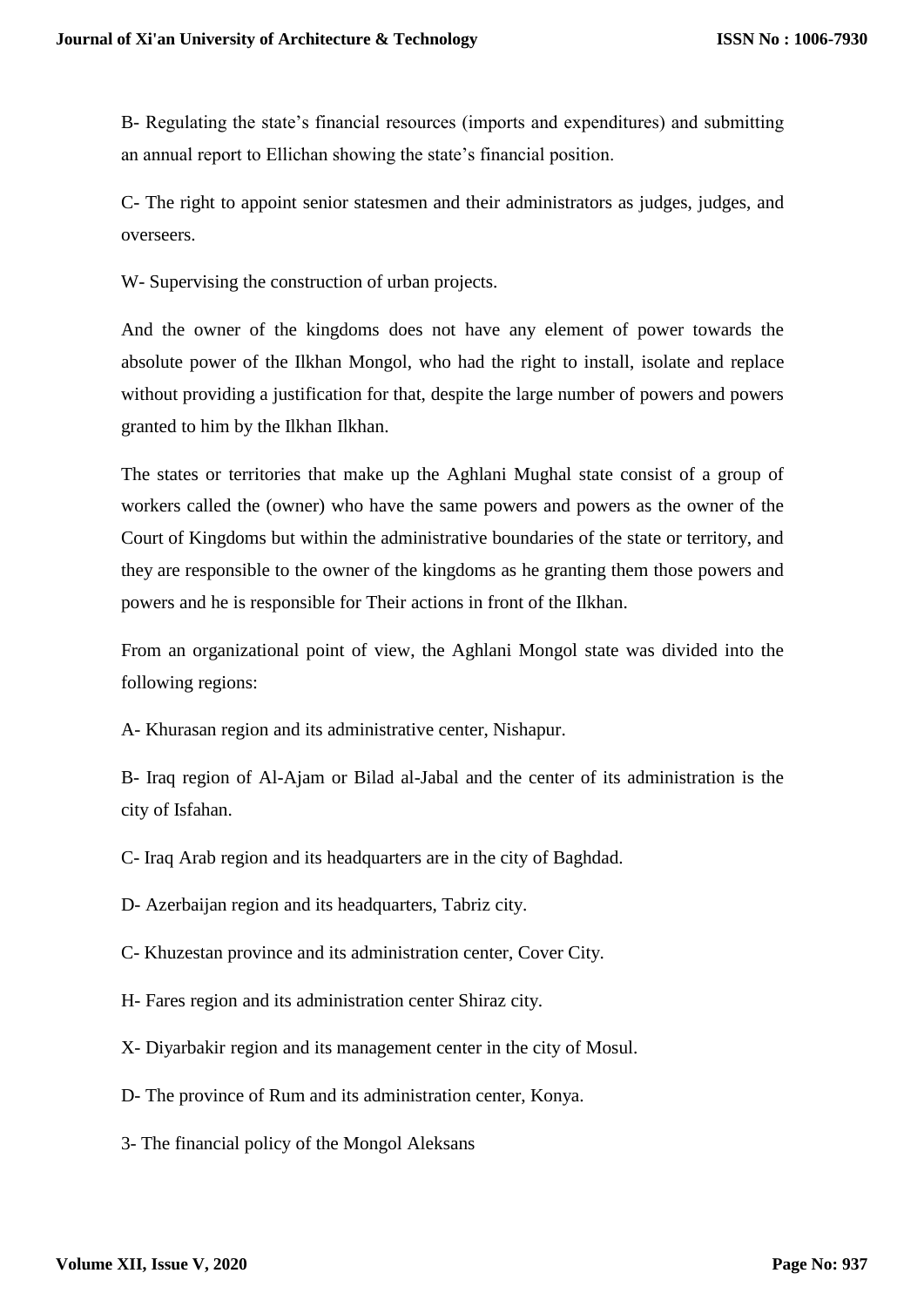B- Regulating the state's financial resources (imports and expenditures) and submitting an annual report to Ellichan showing the state's financial position.

C- The right to appoint senior statesmen and their administrators as judges, judges, and overseers.

W- Supervising the construction of urban projects.

And the owner of the kingdoms does not have any element of power towards the absolute power of the Ilkhan Mongol, who had the right to install, isolate and replace without providing a justification for that, despite the large number of powers and powers granted to him by the Ilkhan Ilkhan.

The states or territories that make up the Aghlani Mughal state consist of a group of workers called the (owner) who have the same powers and powers as the owner of the Court of Kingdoms but within the administrative boundaries of the state or territory, and they are responsible to the owner of the kingdoms as he granting them those powers and powers and he is responsible for Their actions in front of the Ilkhan.

From an organizational point of view, the Aghlani Mongol state was divided into the following regions:

A- Khurasan region and its administrative center, Nishapur.

B- Iraq region of Al-Ajam or Bilad al-Jabal and the center of its administration is the city of Isfahan.

C- Iraq Arab region and its headquarters are in the city of Baghdad.

D- Azerbaijan region and its headquarters, Tabriz city.

C- Khuzestan province and its administration center, Cover City.

H- Fares region and its administration center Shiraz city.

X- Diyarbakir region and its management center in the city of Mosul.

D- The province of Rum and its administration center, Konya.

3- The financial policy of the Mongol Aleksans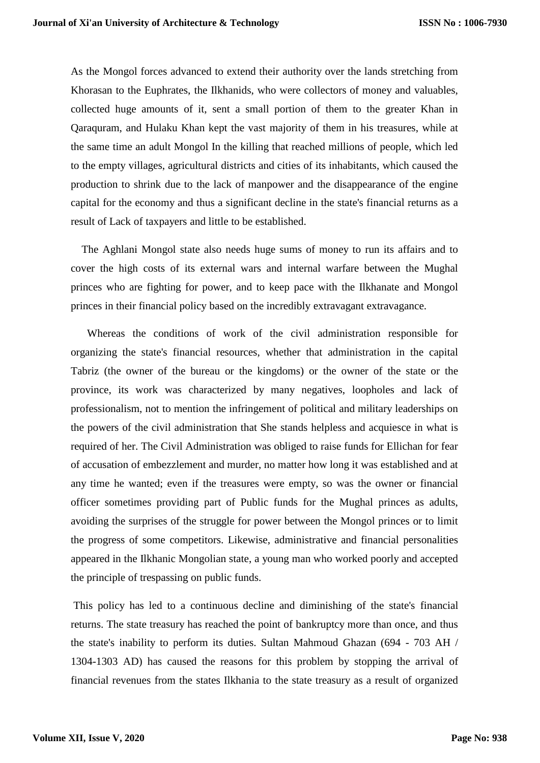As the Mongol forces advanced to extend their authority over the lands stretching from Khorasan to the Euphrates, the Ilkhanids, who were collectors of money and valuables, collected huge amounts of it, sent a small portion of them to the greater Khan in Qaraquram, and Hulaku Khan kept the vast majority of them in his treasures, while at the same time an adult Mongol In the killing that reached millions of people, which led to the empty villages, agricultural districts and cities of its inhabitants, which caused the production to shrink due to the lack of manpower and the disappearance of the engine capital for the economy and thus a significant decline in the state's financial returns as a result of Lack of taxpayers and little to be established.

The Aghlani Mongol state also needs huge sums of money to run its affairs and to cover the high costs of its external wars and internal warfare between the Mughal princes who are fighting for power, and to keep pace with the Ilkhanate and Mongol princes in their financial policy based on the incredibly extravagant extravagance.

Whereas the conditions of work of the civil administration responsible for organizing the state's financial resources, whether that administration in the capital Tabriz (the owner of the bureau or the kingdoms) or the owner of the state or the province, its work was characterized by many negatives, loopholes and lack of professionalism, not to mention the infringement of political and military leaderships on the powers of the civil administration that She stands helpless and acquiesce in what is required of her. The Civil Administration was obliged to raise funds for Ellichan for fear of accusation of embezzlement and murder, no matter how long it was established and at any time he wanted; even if the treasures were empty, so was the owner or financial officer sometimes providing part of Public funds for the Mughal princes as adults, avoiding the surprises of the struggle for power between the Mongol princes or to limit the progress of some competitors. Likewise, administrative and financial personalities appeared in the Ilkhanic Mongolian state, a young man who worked poorly and accepted the principle of trespassing on public funds.

This policy has led to a continuous decline and diminishing of the state's financial returns. The state treasury has reached the point of bankruptcy more than once, and thus the state's inability to perform its duties. Sultan Mahmoud Ghazan (694 - 703 AH / 1304-1303 AD) has caused the reasons for this problem by stopping the arrival of financial revenues from the states Ilkhania to the state treasury as a result of organized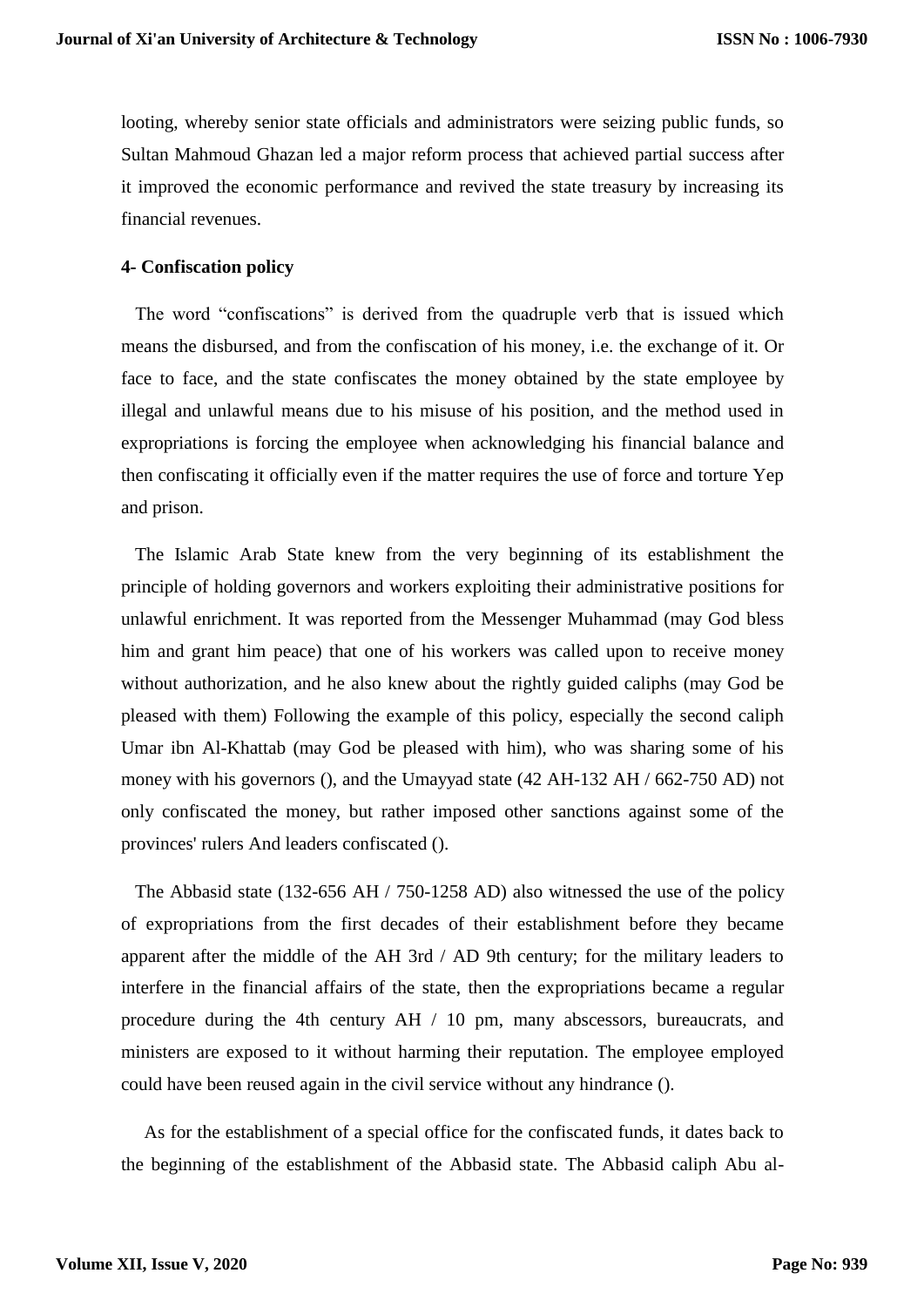looting, whereby senior state officials and administrators were seizing public funds, so Sultan Mahmoud Ghazan led a major reform process that achieved partial success after it improved the economic performance and revived the state treasury by increasing its financial revenues.

**4- Confiscation policy**

The word "confiscations" is derived from the quadruple verb that is issued which means the disbursed, and from the confiscation of his money, i.e. the exchange of it. Or face to face, and the state confiscates the money obtained by the state employee by illegal and unlawful means due to his misuse of his position, and the method used in expropriations is forcing the employee when acknowledging his financial balance and then confiscating it officially even if the matter requires the use of force and torture Yep and prison.

The Islamic Arab State knew from the very beginning of its establishment the principle of holding governors and workers exploiting their administrative positions for unlawful enrichment. It was reported from the Messenger Muhammad (may God bless him and grant him peace) that one of his workers was called upon to receive money without authorization, and he also knew about the rightly guided caliphs (may God be pleased with them) Following the example of this policy, especially the second caliph Umar ibn Al-Khattab (may God be pleased with him), who was sharing some of his money with his governors (), and the Umayyad state (42 AH-132 AH / 662-750 AD) not only confiscated the money, but rather imposed other sanctions against some of the provinces' rulers And leaders confiscated ().

The Abbasid state (132-656 AH / 750-1258 AD) also witnessed the use of the policy of expropriations from the first decades of their establishment before they became apparent after the middle of the AH 3rd / AD 9th century; for the military leaders to interfere in the financial affairs of the state, then the expropriations became a regular procedure during the 4th century AH / 10 pm, many abscessors, bureaucrats, and ministers are exposed to it without harming their reputation. The employee employed could have been reused again in the civil service without any hindrance ().

As for the establishment of a special office for the confiscated funds, it dates back to the beginning of the establishment of the Abbasid state. The Abbasid caliph Abu al-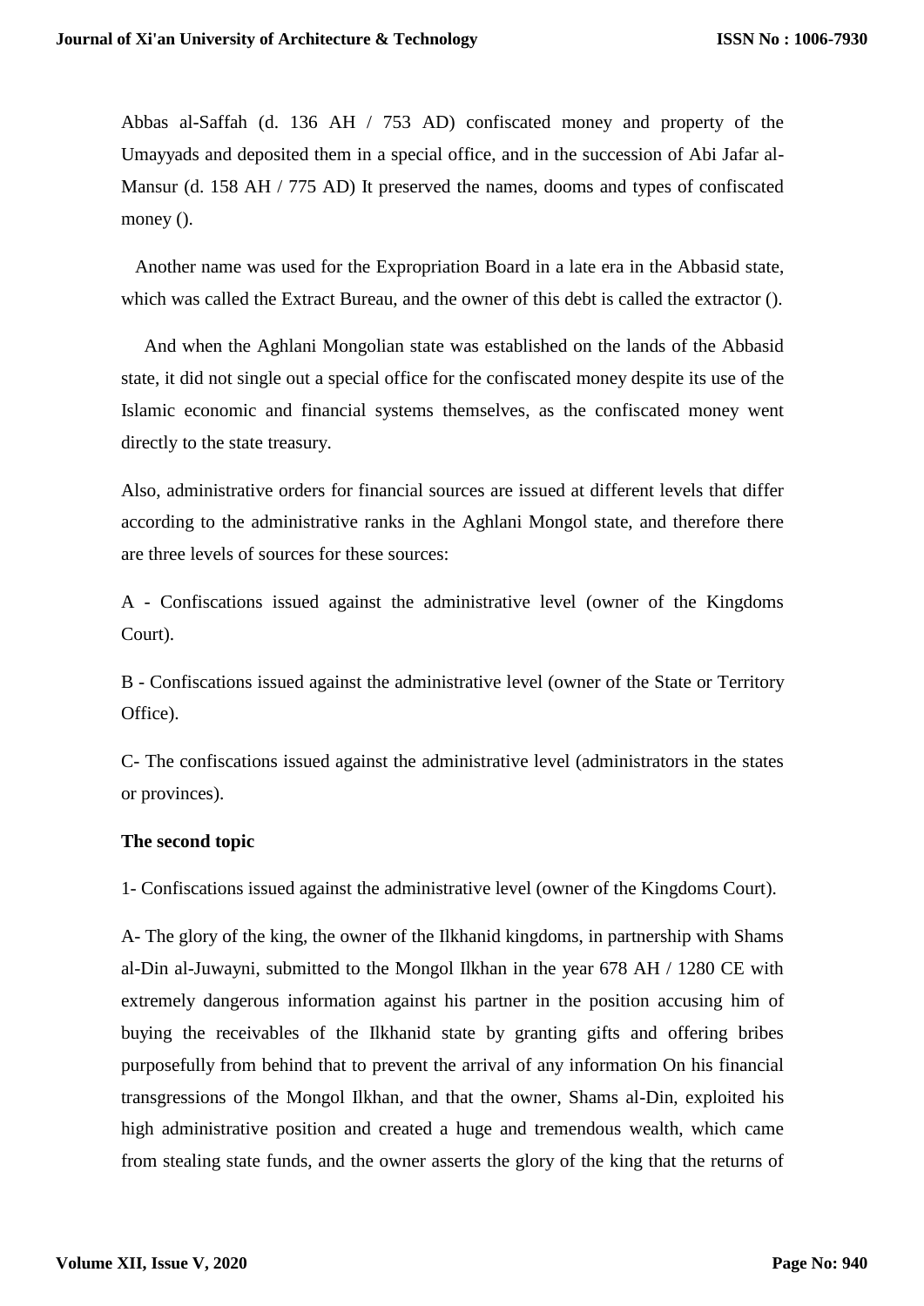Abbas al-Saffah (d. 136 AH / 753 AD) confiscated money and property of the Umayyads and deposited them in a special office, and in the succession of Abi Jafar al-Mansur (d. 158 AH / 775 AD) It preserved the names, dooms and types of confiscated money ().

Another name was used for the Expropriation Board in a late era in the Abbasid state, which was called the Extract Bureau, and the owner of this debt is called the extractor ().

And when the Aghlani Mongolian state was established on the lands of the Abbasid state, it did not single out a special office for the confiscated money despite its use of the Islamic economic and financial systems themselves, as the confiscated money went directly to the state treasury.

Also, administrative orders for financial sources are issued at different levels that differ according to the administrative ranks in the Aghlani Mongol state, and therefore there are three levels of sources for these sources:

A - Confiscations issued against the administrative level (owner of the Kingdoms Court).

B - Confiscations issued against the administrative level (owner of the State or Territory Office).

C- The confiscations issued against the administrative level (administrators in the states or provinces).

**The second topic**

1- Confiscations issued against the administrative level (owner of the Kingdoms Court).

A- The glory of the king, the owner of the Ilkhanid kingdoms, in partnership with Shams al-Din al-Juwayni, submitted to the Mongol Ilkhan in the year 678 AH / 1280 CE with extremely dangerous information against his partner in the position accusing him of buying the receivables of the Ilkhanid state by granting gifts and offering bribes purposefully from behind that to prevent the arrival of any information On his financial transgressions of the Mongol Ilkhan, and that the owner, Shams al-Din, exploited his high administrative position and created a huge and tremendous wealth, which came from stealing state funds, and the owner asserts the glory of the king that the returns of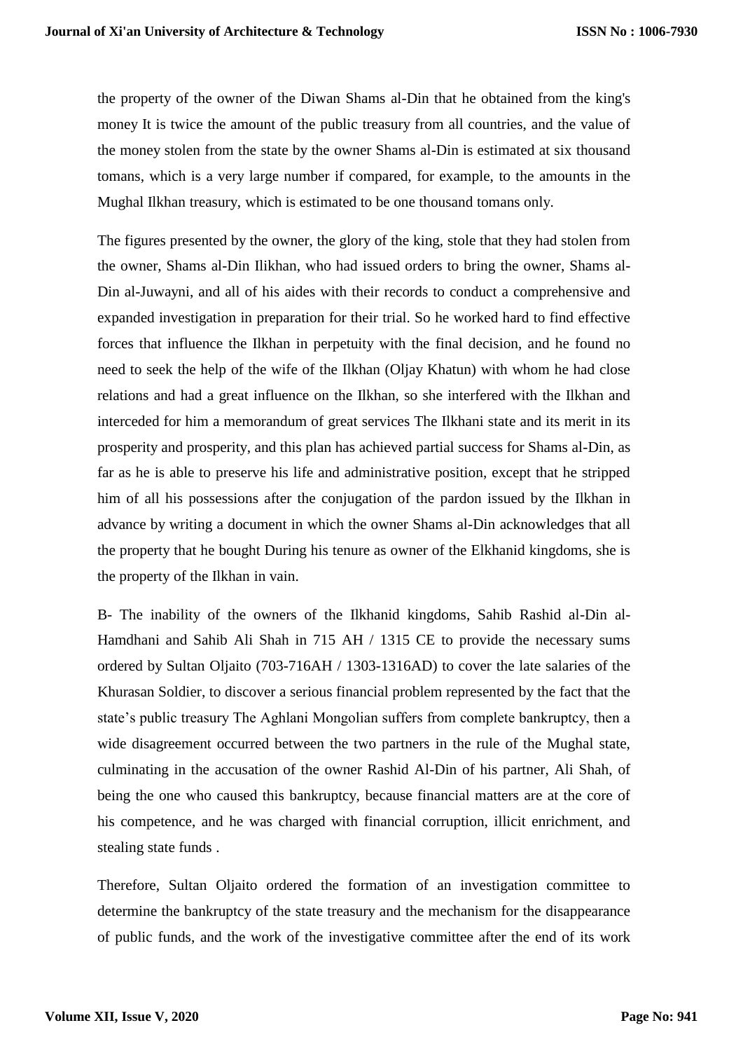the property of the owner of the Diwan Shams al-Din that he obtained from the king's money It is twice the amount of the public treasury from all countries, and the value of the money stolen from the state by the owner Shams al-Din is estimated at six thousand tomans, which is a very large number if compared, for example, to the amounts in the Mughal Ilkhan treasury, which is estimated to be one thousand tomans only.

The figures presented by the owner, the glory of the king, stole that they had stolen from the owner, Shams al-Din Ilikhan, who had issued orders to bring the owner, Shams al-Din al-Juwayni, and all of his aides with their records to conduct a comprehensive and expanded investigation in preparation for their trial. So he worked hard to find effective forces that influence the Ilkhan in perpetuity with the final decision, and he found no need to seek the help of the wife of the Ilkhan (Oljay Khatun) with whom he had close relations and had a great influence on the Ilkhan, so she interfered with the Ilkhan and interceded for him a memorandum of great services The Ilkhani state and its merit in its prosperity and prosperity, and this plan has achieved partial success for Shams al-Din, as far as he is able to preserve his life and administrative position, except that he stripped him of all his possessions after the conjugation of the pardon issued by the Ilkhan in advance by writing a document in which the owner Shams al-Din acknowledges that all the property that he bought During his tenure as owner of the Elkhanid kingdoms, she is the property of the Ilkhan in vain.

B- The inability of the owners of the Ilkhanid kingdoms, Sahib Rashid al-Din al-Hamdhani and Sahib Ali Shah in 715 AH / 1315 CE to provide the necessary sums ordered by Sultan Oljaito (703-716AH / 1303-1316AD) to cover the late salaries of the Khurasan Soldier, to discover a serious financial problem represented by the fact that the state's public treasury The Aghlani Mongolian suffers from complete bankruptcy, then a wide disagreement occurred between the two partners in the rule of the Mughal state, culminating in the accusation of the owner Rashid Al-Din of his partner, Ali Shah, of being the one who caused this bankruptcy, because financial matters are at the core of his competence, and he was charged with financial corruption, illicit enrichment, and stealing state funds .

Therefore, Sultan Oljaito ordered the formation of an investigation committee to determine the bankruptcy of the state treasury and the mechanism for the disappearance of public funds, and the work of the investigative committee after the end of its work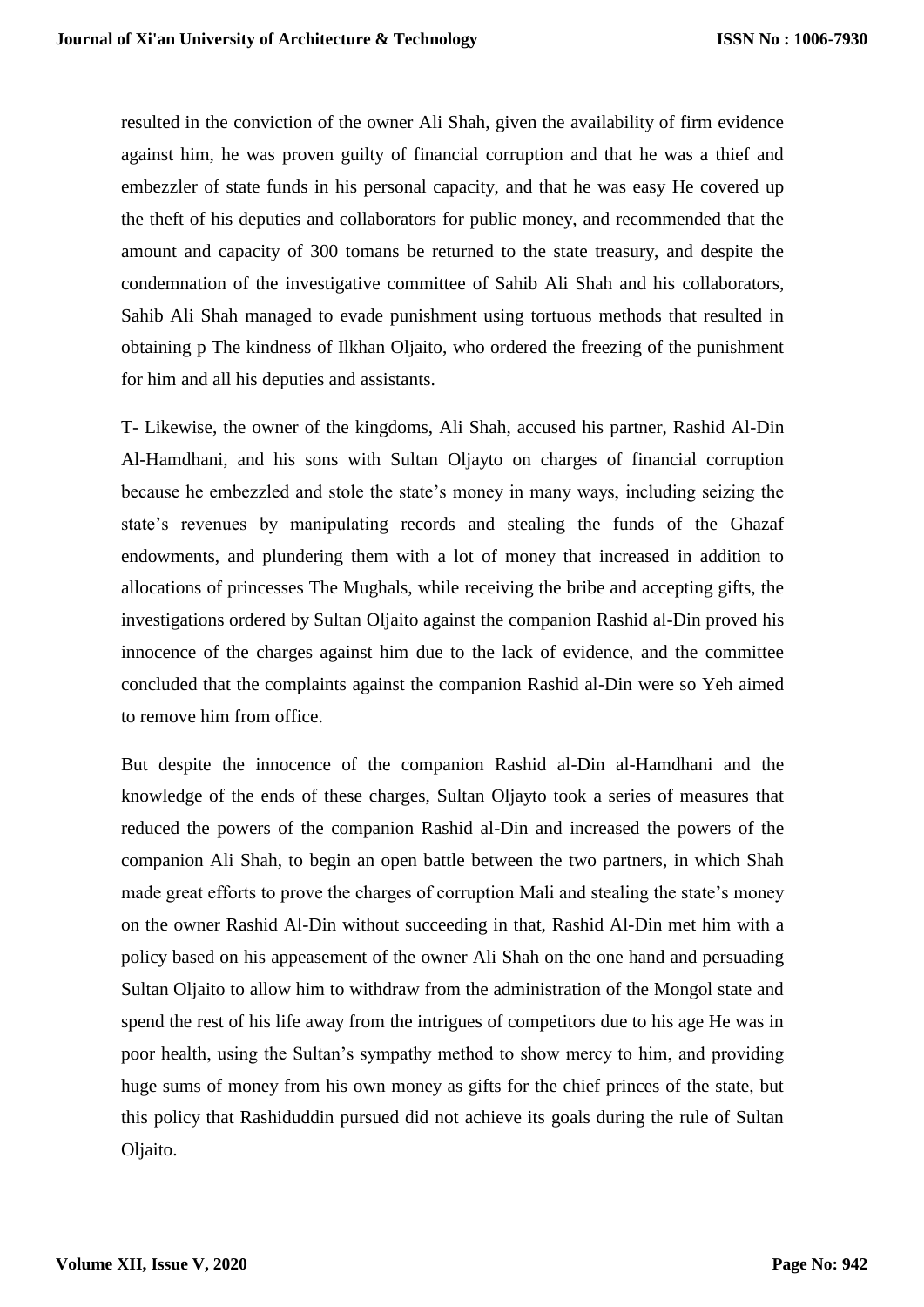resulted in the conviction of the owner Ali Shah, given the availability of firm evidence against him, he was proven guilty of financial corruption and that he was a thief and embezzler of state funds in his personal capacity, and that he was easy He covered up the theft of his deputies and collaborators for public money, and recommended that the amount and capacity of 300 tomans be returned to the state treasury, and despite the condemnation of the investigative committee of Sahib Ali Shah and his collaborators, Sahib Ali Shah managed to evade punishment using tortuous methods that resulted in obtaining p The kindness of Ilkhan Oljaito, who ordered the freezing of the punishment for him and all his deputies and assistants.

T- Likewise, the owner of the kingdoms, Ali Shah, accused his partner, Rashid Al-Din Al-Hamdhani, and his sons with Sultan Oljayto on charges of financial corruption because he embezzled and stole the state's money in many ways, including seizing the state's revenues by manipulating records and stealing the funds of the Ghazaf endowments, and plundering them with a lot of money that increased in addition to allocations of princesses The Mughals, while receiving the bribe and accepting gifts, the investigations ordered by Sultan Oljaito against the companion Rashid al-Din proved his innocence of the charges against him due to the lack of evidence, and the committee concluded that the complaints against the companion Rashid al-Din were so Yeh aimed to remove him from office.

But despite the innocence of the companion Rashid al-Din al-Hamdhani and the knowledge of the ends of these charges, Sultan Oljayto took a series of measures that reduced the powers of the companion Rashid al-Din and increased the powers of the companion Ali Shah, to begin an open battle between the two partners, in which Shah made great efforts to prove the charges of corruption Mali and stealing the state's money on the owner Rashid Al-Din without succeeding in that, Rashid Al-Din met him with a policy based on his appeasement of the owner Ali Shah on the one hand and persuading Sultan Oljaito to allow him to withdraw from the administration of the Mongol state and spend the rest of his life away from the intrigues of competitors due to his age He was in poor health, using the Sultan's sympathy method to show mercy to him, and providing huge sums of money from his own money as gifts for the chief princes of the state, but this policy that Rashiduddin pursued did not achieve its goals during the rule of Sultan Oljaito.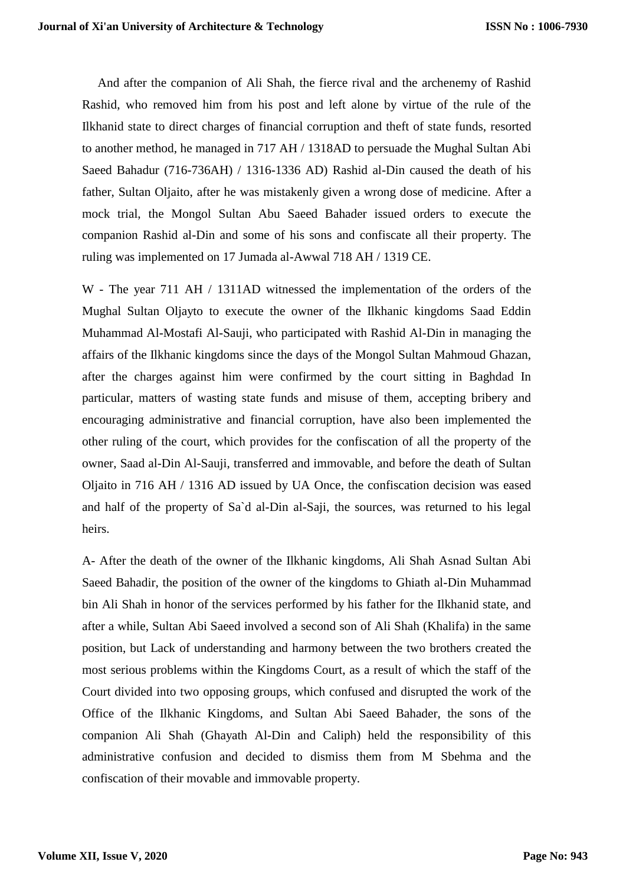And after the companion of Ali Shah, the fierce rival and the archenemy of Rashid Rashid, who removed him from his post and left alone by virtue of the rule of the Ilkhanid state to direct charges of financial corruption and theft of state funds, resorted to another method, he managed in 717 AH / 1318AD to persuade the Mughal Sultan Abi Saeed Bahadur (716-736AH) / 1316-1336 AD) Rashid al-Din caused the death of his father, Sultan Oljaito, after he was mistakenly given a wrong dose of medicine. After a mock trial, the Mongol Sultan Abu Saeed Bahader issued orders to execute the companion Rashid al-Din and some of his sons and confiscate all their property. The ruling was implemented on 17 Jumada al-Awwal 718 AH / 1319 CE.

W - The year 711 AH / 1311AD witnessed the implementation of the orders of the Mughal Sultan Oljayto to execute the owner of the Ilkhanic kingdoms Saad Eddin Muhammad Al-Mostafi Al-Sauji, who participated with Rashid Al-Din in managing the affairs of the Ilkhanic kingdoms since the days of the Mongol Sultan Mahmoud Ghazan, after the charges against him were confirmed by the court sitting in Baghdad In particular, matters of wasting state funds and misuse of them, accepting bribery and encouraging administrative and financial corruption, have also been implemented the other ruling of the court, which provides for the confiscation of all the property of the owner, Saad al-Din Al-Sauji, transferred and immovable, and before the death of Sultan Oljaito in 716 AH / 1316 AD issued by UA Once, the confiscation decision was eased and half of the property of Sa`d al-Din al-Saji, the sources, was returned to his legal heirs.

A- After the death of the owner of the Ilkhanic kingdoms, Ali Shah Asnad Sultan Abi Saeed Bahadir, the position of the owner of the kingdoms to Ghiath al-Din Muhammad bin Ali Shah in honor of the services performed by his father for the Ilkhanid state, and after a while, Sultan Abi Saeed involved a second son of Ali Shah (Khalifa) in the same position, but Lack of understanding and harmony between the two brothers created the most serious problems within the Kingdoms Court, as a result of which the staff of the Court divided into two opposing groups, which confused and disrupted the work of the Office of the Ilkhanic Kingdoms, and Sultan Abi Saeed Bahader, the sons of the companion Ali Shah (Ghayath Al-Din and Caliph) held the responsibility of this administrative confusion and decided to dismiss them from M Sbehma and the confiscation of their movable and immovable property.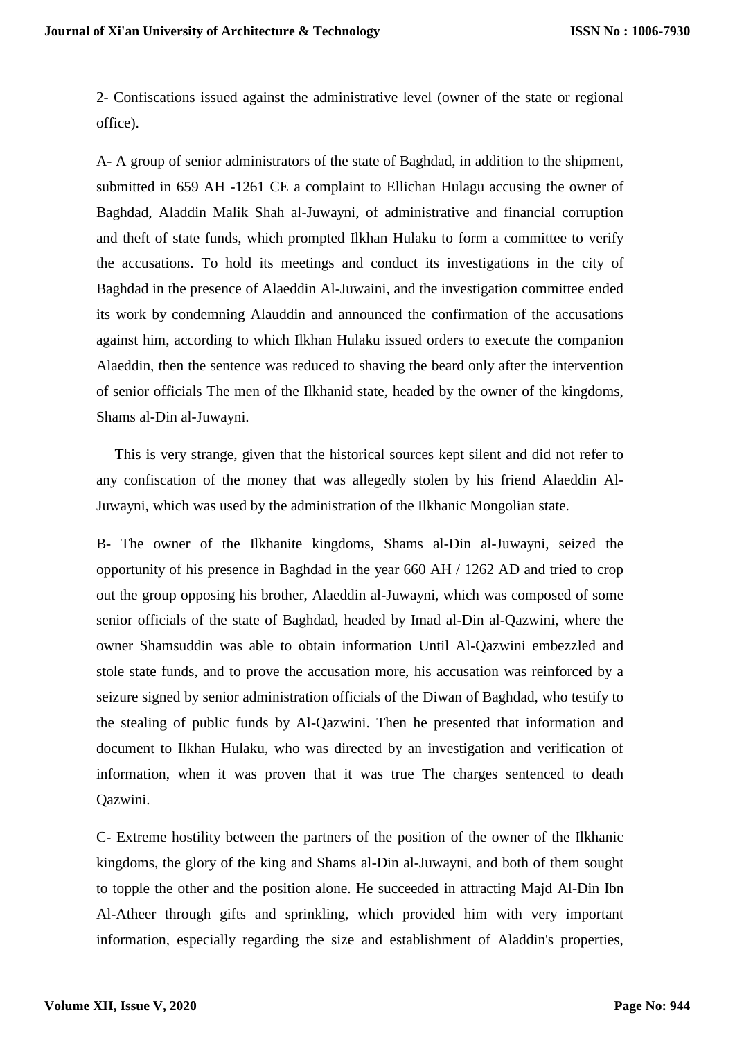2- Confiscations issued against the administrative level (owner of the state or regional office).

A- A group of senior administrators of the state of Baghdad, in addition to the shipment, submitted in 659 AH -1261 CE a complaint to Ellichan Hulagu accusing the owner of Baghdad, Aladdin Malik Shah al-Juwayni, of administrative and financial corruption and theft of state funds, which prompted Ilkhan Hulaku to form a committee to verify the accusations. To hold its meetings and conduct its investigations in the city of Baghdad in the presence of Alaeddin Al-Juwaini, and the investigation committee ended its work by condemning Alauddin and announced the confirmation of the accusations against him, according to which Ilkhan Hulaku issued orders to execute the companion Alaeddin, then the sentence was reduced to shaving the beard only after the intervention of senior officials The men of the Ilkhanid state, headed by the owner of the kingdoms, Shams al-Din al-Juwayni.

This is very strange, given that the historical sources kept silent and did not refer to any confiscation of the money that was allegedly stolen by his friend Alaeddin Al-Juwayni, which was used by the administration of the Ilkhanic Mongolian state.

B- The owner of the Ilkhanite kingdoms, Shams al-Din al-Juwayni, seized the opportunity of his presence in Baghdad in the year 660 AH / 1262 AD and tried to crop out the group opposing his brother, Alaeddin al-Juwayni, which was composed of some senior officials of the state of Baghdad, headed by Imad al-Din al-Qazwini, where the owner Shamsuddin was able to obtain information Until Al-Qazwini embezzled and stole state funds, and to prove the accusation more, his accusation was reinforced by a seizure signed by senior administration officials of the Diwan of Baghdad, who testify to the stealing of public funds by Al-Qazwini. Then he presented that information and document to Ilkhan Hulaku, who was directed by an investigation and verification of information, when it was proven that it was true The charges sentenced to death Qazwini.

C- Extreme hostility between the partners of the position of the owner of the Ilkhanic kingdoms, the glory of the king and Shams al-Din al-Juwayni, and both of them sought to topple the other and the position alone. He succeeded in attracting Majd Al-Din Ibn Al-Atheer through gifts and sprinkling, which provided him with very important information, especially regarding the size and establishment of Aladdin's properties,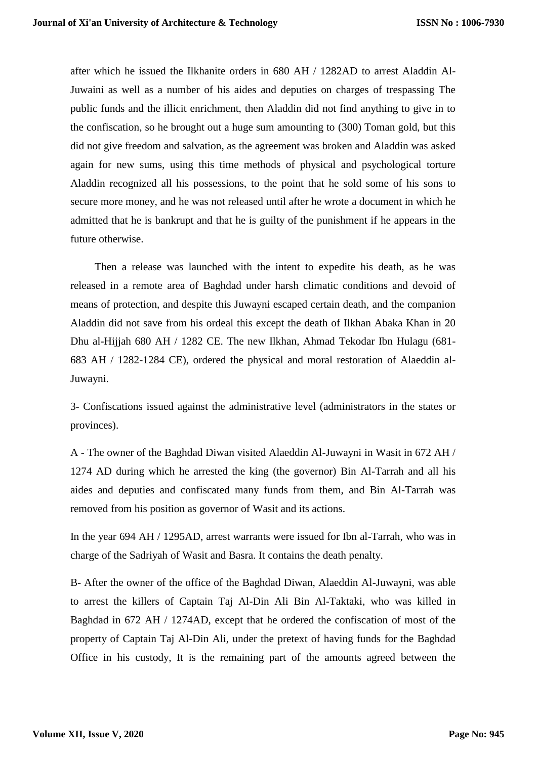after which he issued the Ilkhanite orders in 680 AH / 1282AD to arrest Aladdin Al-Juwaini as well as a number of his aides and deputies on charges of trespassing The public funds and the illicit enrichment, then Aladdin did not find anything to give in to the confiscation, so he brought out a huge sum amounting to (300) Toman gold, but this did not give freedom and salvation, as the agreement was broken and Aladdin was asked again for new sums, using this time methods of physical and psychological torture Aladdin recognized all his possessions, to the point that he sold some of his sons to secure more money, and he was not released until after he wrote a document in which he admitted that he is bankrupt and that he is guilty of the punishment if he appears in the future otherwise.

Then a release was launched with the intent to expedite his death, as he was released in a remote area of Baghdad under harsh climatic conditions and devoid of means of protection, and despite this Juwayni escaped certain death, and the companion Aladdin did not save from his ordeal this except the death of Ilkhan Abaka Khan in 20 Dhu al-Hijjah 680 AH / 1282 CE. The new Ilkhan, Ahmad Tekodar Ibn Hulagu (681-683 AH / 1282-1284 CE), ordered the physical and moral restoration of Alaeddin al-Juwayni.

3- Confiscations issued against the administrative level (administrators in the states or provinces).

A - The owner of the Baghdad Diwan visited Alaeddin Al-Juwayni in Wasit in 672 AH / 1274 AD during which he arrested the king (the governor) Bin Al-Tarrah and all his aides and deputies and confiscated many funds from them, and Bin Al-Tarrah was removed from his position as governor of Wasit and its actions.

In the year 694 AH / 1295AD, arrest warrants were issued for Ibn al-Tarrah, who was in charge of the Sadriyah of Wasit and Basra. It contains the death penalty.

B- After the owner of the office of the Baghdad Diwan, Alaeddin Al-Juwayni, was able to arrest the killers of Captain Taj Al-Din Ali Bin Al-Taktaki, who was killed in Baghdad in 672 AH / 1274AD, except that he ordered the confiscation of most of the property of Captain Taj Al-Din Ali, under the pretext of having funds for the Baghdad Office in his custody, It is the remaining part of the amounts agreed between the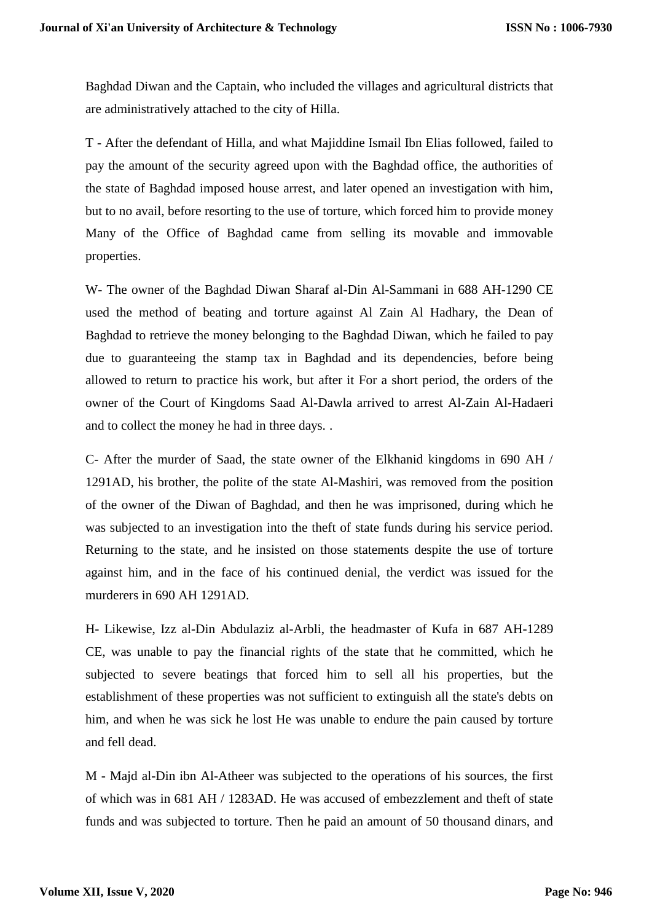Baghdad Diwan and the Captain, who included the villages and agricultural districts that are administratively attached to the city of Hilla.

T - After the defendant of Hilla, and what Majiddine Ismail Ibn Elias followed, failed to pay the amount of the security agreed upon with the Baghdad office, the authorities of the state of Baghdad imposed house arrest, and later opened an investigation with him, but to no avail, before resorting to the use of torture, which forced him to provide money Many of the Office of Baghdad came from selling its movable and immovable properties.

W- The owner of the Baghdad Diwan Sharaf al-Din Al-Sammani in 688 AH-1290 CE used the method of beating and torture against Al Zain Al Hadhary, the Dean of Baghdad to retrieve the money belonging to the Baghdad Diwan, which he failed to pay due to guaranteeing the stamp tax in Baghdad and its dependencies, before being allowed to return to practice his work, but after it For a short period, the orders of the owner of the Court of Kingdoms Saad Al-Dawla arrived to arrest Al-Zain Al-Hadaeri and to collect the money he had in three days. .

C- After the murder of Saad, the state owner of the Elkhanid kingdoms in 690 AH / 1291AD, his brother, the polite of the state Al-Mashiri, was removed from the position of the owner of the Diwan of Baghdad, and then he was imprisoned, during which he was subjected to an investigation into the theft of state funds during his service period. Returning to the state, and he insisted on those statements despite the use of torture against him, and in the face of his continued denial, the verdict was issued for the murderers in 690 AH 1291AD.

H- Likewise, Izz al-Din Abdulaziz al-Arbli, the headmaster of Kufa in 687 AH-1289 CE, was unable to pay the financial rights of the state that he committed, which he subjected to severe beatings that forced him to sell all his properties, but the establishment of these properties was not sufficient to extinguish all the state's debts on him, and when he was sick he lost He was unable to endure the pain caused by torture and fell dead.

M - Majd al-Din ibn Al-Atheer was subjected to the operations of his sources, the first of which was in 681 AH / 1283AD. He was accused of embezzlement and theft of state funds and was subjected to torture. Then he paid an amount of 50 thousand dinars, and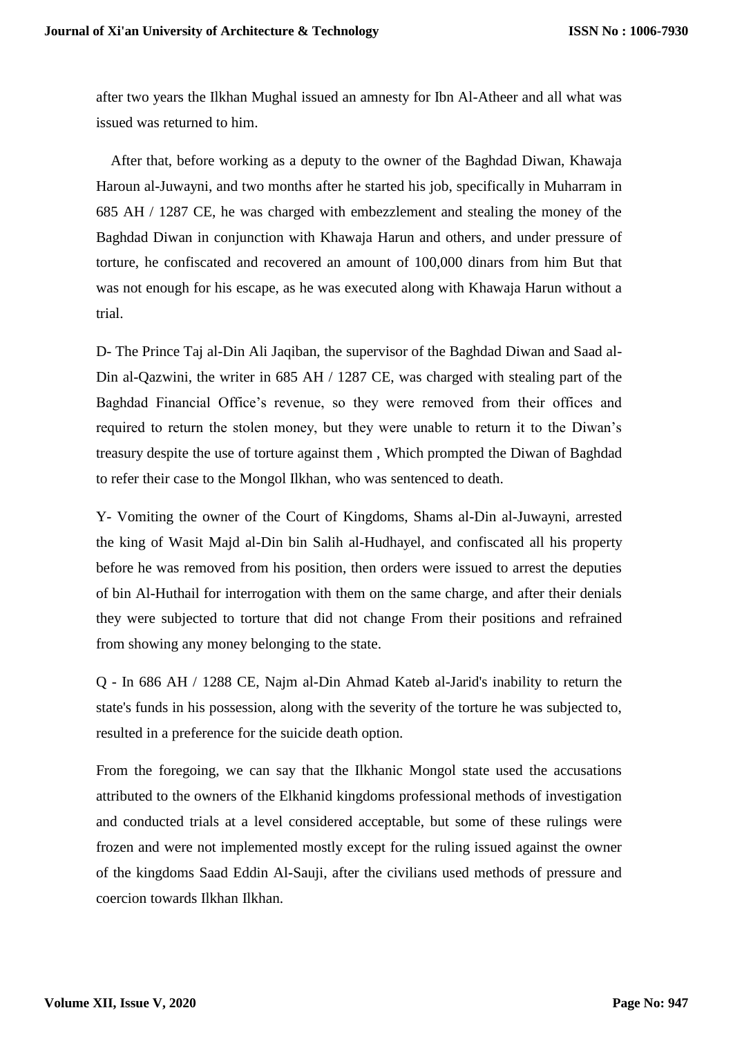after two years the Ilkhan Mughal issued an amnesty for Ibn Al-Atheer and all what was issued was returned to him.

After that, before working as a deputy to the owner of the Baghdad Diwan, Khawaja Haroun al-Juwayni, and two months after he started his job, specifically in Muharram in 685 AH / 1287 CE, he was charged with embezzlement and stealing the money of the Baghdad Diwan in conjunction with Khawaja Harun and others, and under pressure of torture, he confiscated and recovered an amount of 100,000 dinars from him But that was not enough for his escape, as he was executed along with Khawaja Harun without a trial.

D- The Prince Taj al-Din Ali Jaqiban, the supervisor of the Baghdad Diwan and Saad al-Din al-Qazwini, the writer in 685 AH / 1287 CE, was charged with stealing part of the Baghdad Financial Office’s revenue, so they were removed from their offices and required to return the stolen money, but they were unable to return it to the Diwan’s treasury despite the use of torture against them , Which prompted the Diwan of Baghdad to refer their case to the Mongol Ilkhan, who was sentenced to death.

Y- Vomiting the owner of the Court of Kingdoms, Shams al-Din al-Juwayni, arrested the king of Wasit Majd al-Din bin Salih al-Hudhayel, and confiscated all his property before he was removed from his position, then orders were issued to arrest the deputies of bin Al-Huthail for interrogation with them on the same charge, and after their denials they were subjected to torture that did not change From their positions and refrained from showing any money belonging to the state.

Q - In 686 AH / 1288 CE, Najm al-Din Ahmad Kateb al-Jarid's inability to return the state's funds in his possession, along with the severity of the torture he was subjected to, resulted in a preference for the suicide death option.

From the foregoing, we can say that the Ilkhanic Mongol state used the accusations attributed to the owners of the Elkhanid kingdoms professional methods of investigation and conducted trials at a level considered acceptable, but some of these rulings were frozen and were not implemented mostly except for the ruling issued against the owner of the kingdoms Saad Eddin Al-Sauji, after the civilians used methods of pressure and coercion towards Ilkhan Ilkhan.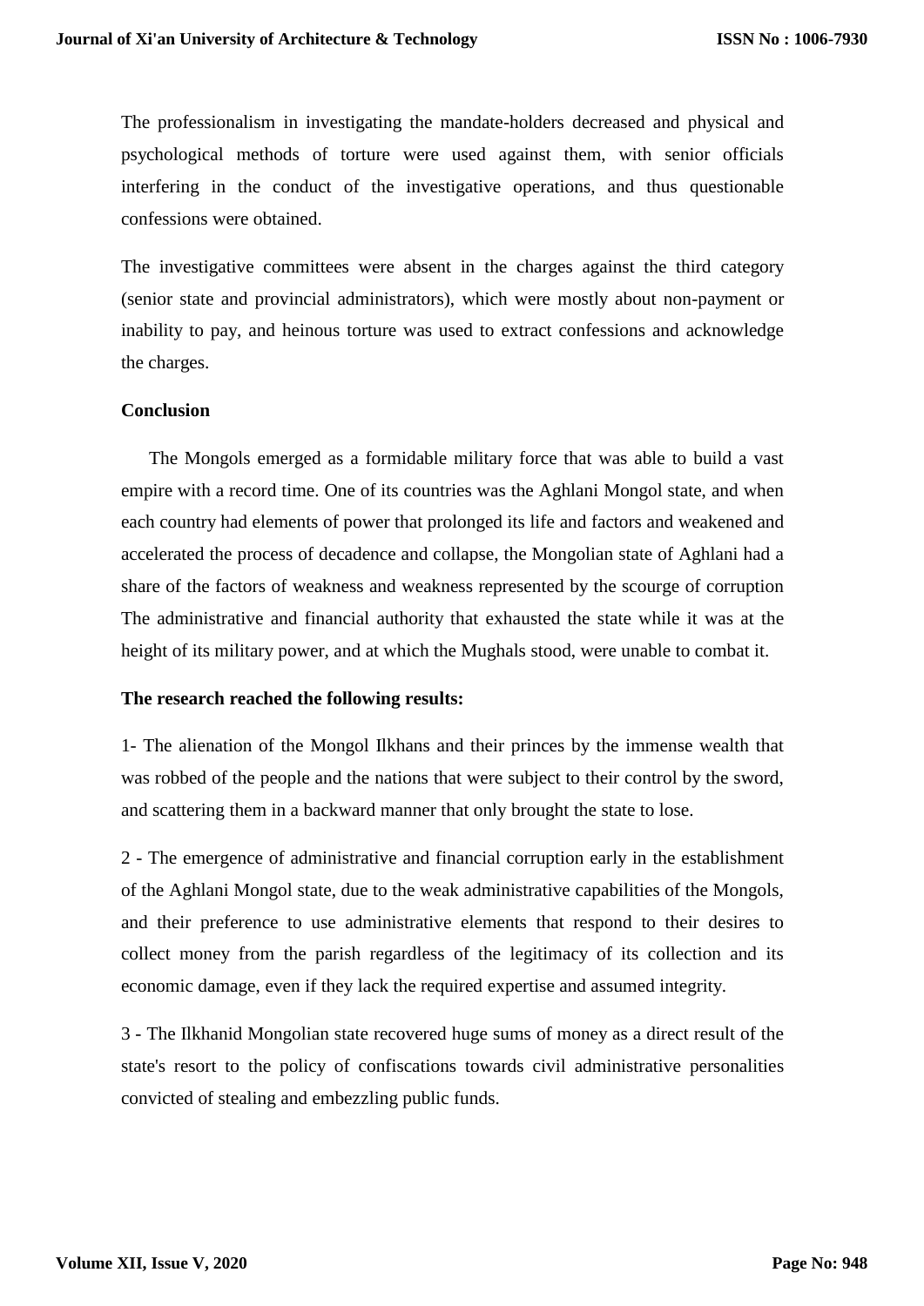The professionalism in investigating the mandate-holders decreased and physical and psychological methods of torture were used against them, with senior officials interfering in the conduct of the investigative operations, and thus questionable confessions were obtained.

The investigative committees were absent in the charges against the third category (senior state and provincial administrators), which were mostly about non-payment or inability to pay, and heinous torture was used to extract confessions and acknowledge the charges.

**Conclusion**

The Mongols emerged as a formidable military force that was able to build a vast empire with a record time. One of its countries was the Aghlani Mongol state, and when each country had elements of power that prolonged its life and factors and weakened and accelerated the process of decadence and collapse, the Mongolian state of Aghlani had a share of the factors of weakness and weakness represented by the scourge of corruption The administrative and financial authority that exhausted the state while it was at the height of its military power, and at which the Mughals stood, were unable to combat it.

**The research reached the following results:**

1- The alienation of the Mongol Ilkhans and their princes by the immense wealth that was robbed of the people and the nations that were subject to their control by the sword, and scattering them in a backward manner that only brought the state to lose.

2 - The emergence of administrative and financial corruption early in the establishment of the Aghlani Mongol state, due to the weak administrative capabilities of the Mongols, and their preference to use administrative elements that respond to their desires to collect money from the parish regardless of the legitimacy of its collection and its economic damage, even if they lack the required expertise and assumed integrity.

3 - The Ilkhanid Mongolian state recovered huge sums of money as a direct result of the state's resort to the policy of confiscations towards civil administrative personalities convicted of stealing and embezzling public funds.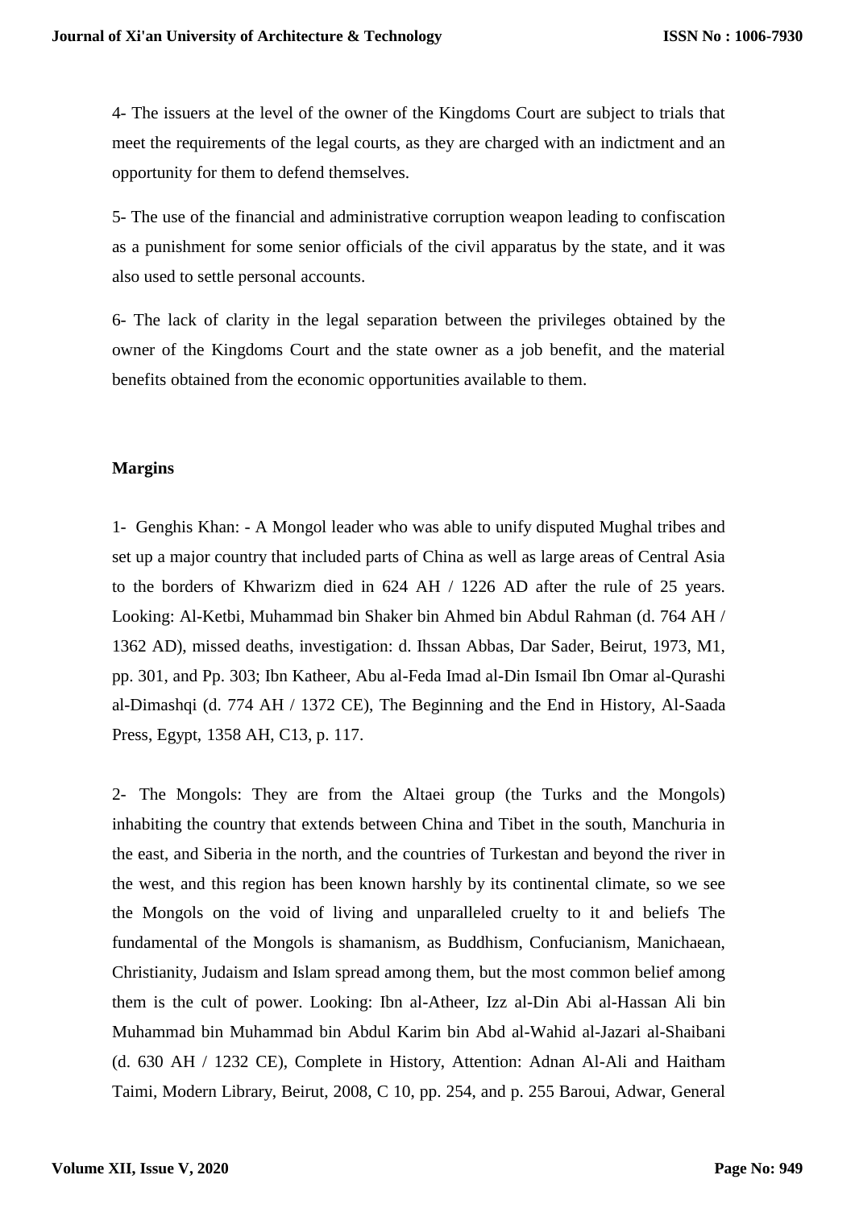4- The issuers at the level of the owner of the Kingdoms Court are subject to trials that meet the requirements of the legal courts, as they are charged with an indictment and an opportunity for them to defend themselves.

5- The use of the financial and administrative corruption weapon leading to confiscation as a punishment for some senior officials of the civil apparatus by the state, and it was also used to settle personal accounts.

6- The lack of clarity in the legal separation between the privileges obtained by the owner of the Kingdoms Court and the state owner as a job benefit, and the material benefits obtained from the economic opportunities available to them.

**Margins**

1- Genghis Khan: - A Mongol leader who was able to unify disputed Mughal tribes and set up a major country that included parts of China as well as large areas of Central Asia to the borders of Khwarizm died in 624 AH / 1226 AD after the rule of 25 years. Looking: Al-Ketbi, Muhammad bin Shaker bin Ahmed bin Abdul Rahman (d. 764 AH / 1362 AD), missed deaths, investigation: d. Ihssan Abbas, Dar Sader, Beirut, 1973, M1, pp. 301, and Pp. 303; Ibn Katheer, Abu al-Feda Imad al-Din Ismail Ibn Omar al-Qurashi al-Dimashqi (d. 774 AH / 1372 CE), The Beginning and the End in History, Al-Saada Press, Egypt, 1358 AH, C13, p. 117.

2- The Mongols: They are from the Altaei group (the Turks and the Mongols) inhabiting the country that extends between China and Tibet in the south, Manchuria in the east, and Siberia in the north, and the countries of Turkestan and beyond the river in the west, and this region has been known harshly by its continental climate, so we see the Mongols on the void of living and unparalleled cruelty to it and beliefs The fundamental of the Mongols is shamanism, as Buddhism, Confucianism, Manichaean, Christianity, Judaism and Islam spread among them, but the most common belief among them is the cult of power. Looking: Ibn al-Atheer, Izz al-Din Abi al-Hassan Ali bin Muhammad bin Muhammad bin Abdul Karim bin Abd al-Wahid al-Jazari al-Shaibani (d. 630 AH / 1232 CE), Complete in History, Attention: Adnan Al-Ali and Haitham Taimi, Modern Library, Beirut, 2008, C 10, pp. 254, and p. 255 Baroui, Adwar, General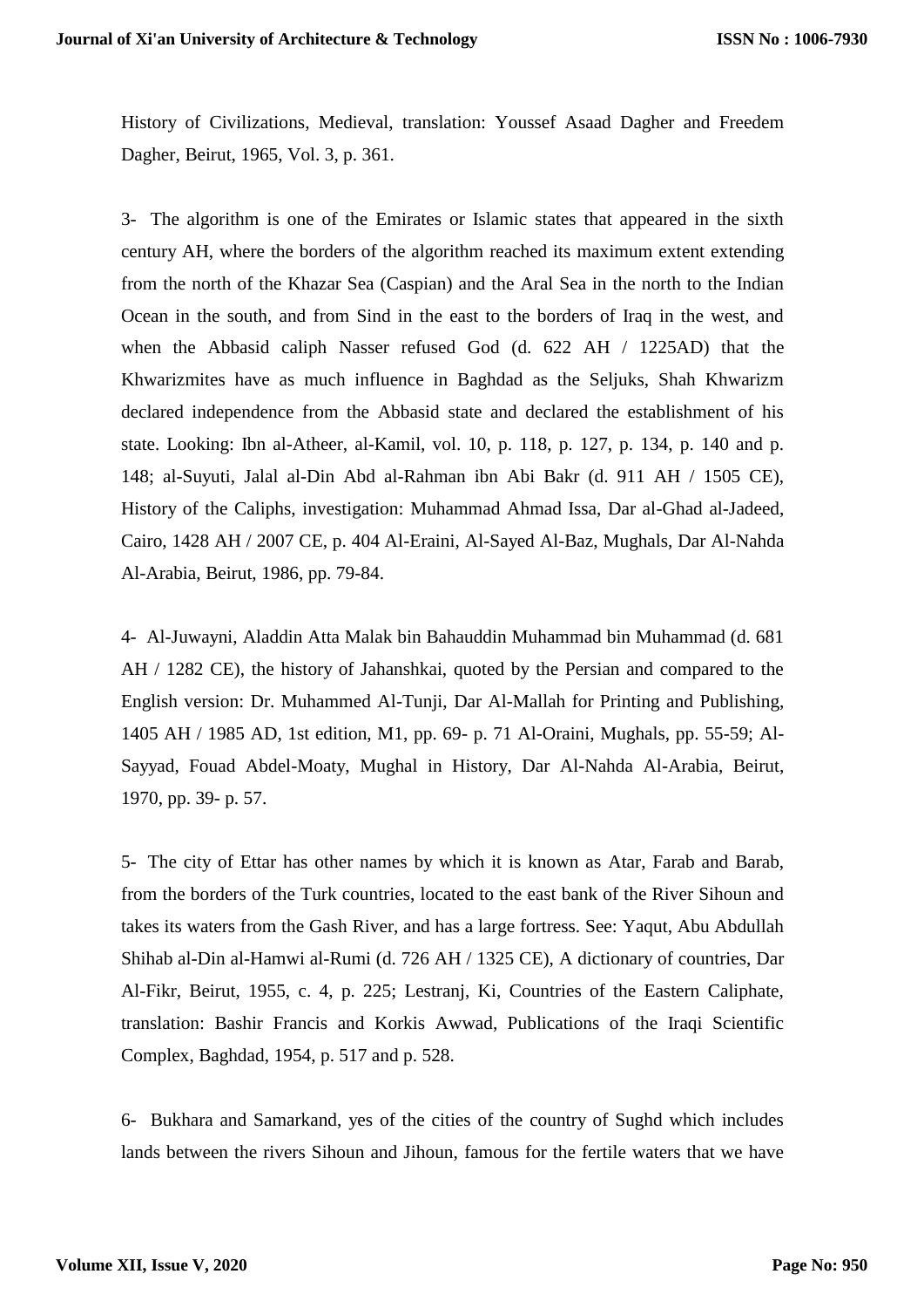History of Civilizations, Medieval, translation: Youssef Asaad Dagher and Freedem Dagher, Beirut, 1965, Vol. 3, p. 361.

3- The algorithm is one of the Emirates or Islamic states that appeared in the sixth century AH, where the borders of the algorithm reached its maximum extent extending from the north of the Khazar Sea (Caspian) and the Aral Sea in the north to the Indian Ocean in the south, and from Sind in the east to the borders of Iraq in the west, and when the Abbasid caliph Nasser refused God (d. 622 AH / 1225AD) that the Khwarizmites have as much influence in Baghdad as the Seljuks, Shah Khwarizm declared independence from the Abbasid state and declared the establishment of his state. Looking: Ibn al-Atheer, al-Kamil, vol. 10, p. 118, p. 127, p. 134, p. 140 and p. 148; al-Suyuti, Jalal al-Din Abd al-Rahman ibn Abi Bakr (d. 911 AH / 1505 CE), History of the Caliphs, investigation: Muhammad Ahmad Issa, Dar al-Ghad al-Jadeed, Cairo, 1428 AH / 2007 CE, p. 404 Al-Eraini, Al-Sayed Al-Baz, Mughals, Dar Al-Nahda Al-Arabia, Beirut, 1986, pp. 79-84.

4- Al-Juwayni, Aladdin Atta Malak bin Bahauddin Muhammad bin Muhammad (d. 681 AH / 1282 CE), the history of Jahanshkai, quoted by the Persian and compared to the English version: Dr. Muhammed Al-Tunji, Dar Al-Mallah for Printing and Publishing, 1405 AH / 1985 AD, 1st edition, M1, pp. 69- p. 71 Al-Oraini, Mughals, pp. 55-59; Al-Sayyad, Fouad Abdel-Moaty, Mughal in History, Dar Al-Nahda Al-Arabia, Beirut, 1970, pp. 39- p. 57.

5- The city of Ettar has other names by which it is known as Atar, Farab and Barab, from the borders of the Turk countries, located to the east bank of the River Sihoun and takes its waters from the Gash River, and has a large fortress. See: Yaqut, Abu Abdullah Shihab al-Din al-Hamwi al-Rumi (d. 726 AH / 1325 CE), A dictionary of countries, Dar Al-Fikr, Beirut, 1955, c. 4, p. 225; Lestranj, Ki, Countries of the Eastern Caliphate, translation: Bashir Francis and Korkis Awwad, Publications of the Iraqi Scientific Complex, Baghdad, 1954, p. 517 and p. 528.

6- Bukhara and Samarkand, yes of the cities of the country of Sughd which includes lands between the rivers Sihoun and Jihoun, famous for the fertile waters that we have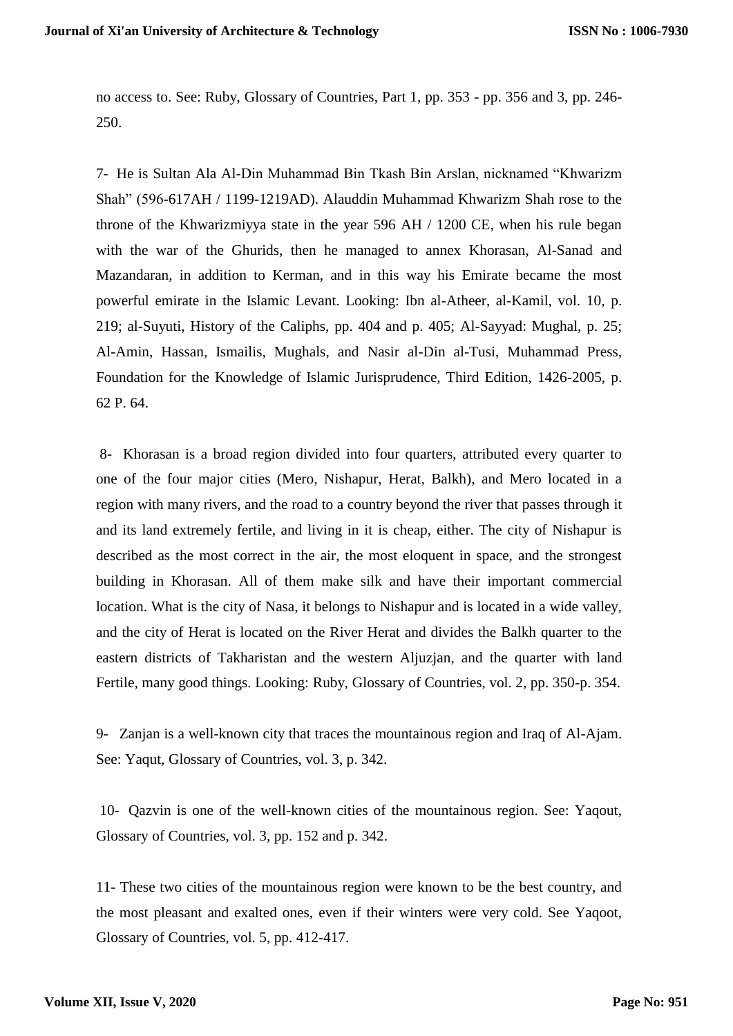no access to. See: Ruby, Glossary of Countries, Part 1, pp. 353 - pp. 356 and 3, pp. 246-250.

7- He is Sultan Ala Al-Din Muhammad Bin Tkash Bin Arslan, nicknamed “Khwarizm Shah” (596-617AH / 1199-1219AD). Alauddin Muhammad Khwarizm Shah rose to the throne of the Khwarizmiyya state in the year 596 AH / 1200 CE, when his rule began with the war of the Ghurids, then he managed to annex Khorasan, Al-Sanad and Mazandaran, in addition to Kerman, and in this way his Emirate became the most powerful emirate in the Islamic Levant. Looking: Ibn al-Atheer, al-Kamil, vol. 10, p. 219; al-Suyuti, History of the Caliphs, pp. 404 and p. 405; Al-Sayyad: Mughal, p. 25; Al-Amin, Hassan, Ismailis, Mughals, and Nasir al-Din al-Tusi, Muhammad Press, Foundation for the Knowledge of Islamic Jurisprudence, Third Edition, 1426-2005, p. 62 P. 64.

8- Khorasan is a broad region divided into four quarters, attributed every quarter to one of the four major cities (Mero, Nishapur, Herat, Balkh), and Mero located in a region with many rivers, and the road to a country beyond the river that passes through it and its land extremely fertile, and living in it is cheap, either. The city of Nishapur is described as the most correct in the air, the most eloquent in space, and the strongest building in Khorasan. All of them make silk and have their important commercial location. What is the city of Nasa, it belongs to Nishapur and is located in a wide valley, and the city of Herat is located on the River Herat and divides the Balkh quarter to the eastern districts of Takharistan and the western Aljuzjan, and the quarter with land Fertile, many good things. Looking: Ruby, Glossary of Countries, vol. 2, pp. 350-p. 354.

9- Zanjan is a well-known city that traces the mountainous region and Iraq of Al-Ajam. See: Yaqut, Glossary of Countries, vol. 3, p. 342.

10- Qazvin is one of the well-known cities of the mountainous region. See: Yaqout, Glossary of Countries, vol. 3, pp. 152 and p. 342.

11- These two cities of the mountainous region were known to be the best country, and the most pleasant and exalted ones, even if their winters were very cold. See Yaqoot, Glossary of Countries, vol. 5, pp. 412-417.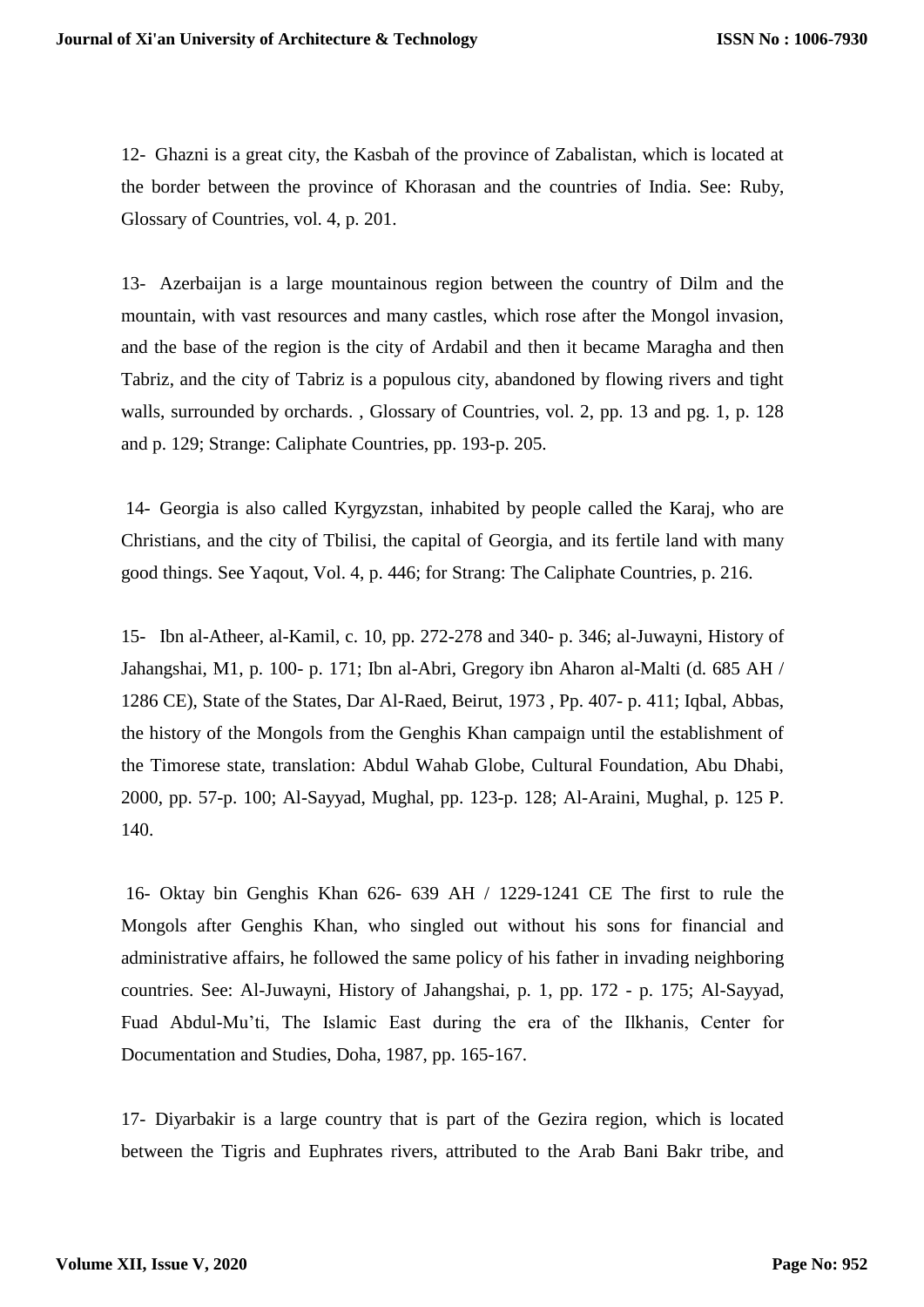12- Ghazni is a great city, the Kasbah of the province of Zabalistan, which is located at the border between the province of Khorasan and the countries of India. See: Ruby, Glossary of Countries, vol. 4, p. 201.

13- Azerbaijan is a large mountainous region between the country of Dilm and the mountain, with vast resources and many castles, which rose after the Mongol invasion, and the base of the region is the city of Ardabil and then it became Maragha and then Tabriz, and the city of Tabriz is a populous city, abandoned by flowing rivers and tight walls, surrounded by orchards. , Glossary of Countries, vol. 2, pp. 13 and pg. 1, p. 128 and p. 129; Strange: Caliphate Countries, pp. 193-p. 205.

14- Georgia is also called Kyrgyzstan, inhabited by people called the Karaj, who are Christians, and the city of Tbilisi, the capital of Georgia, and its fertile land with many good things. See Yaqout, Vol. 4, p. 446; for Strang: The Caliphate Countries, p. 216.

15- Ibn al-Atheer, al-Kamil, c. 10, pp. 272-278 and 340- p. 346; al-Juwayni, History of Jahangshai, M1, p. 100- p. 171; Ibn al-Abri, Gregory ibn Aharon al-Malti (d. 685 AH / 1286 CE), State of the States, Dar Al-Raed, Beirut, 1973 , Pp. 407- p. 411; Iqbal, Abbas, the history of the Mongols from the Genghis Khan campaign until the establishment of the Timorese state, translation: Abdul Wahab Globe, Cultural Foundation, Abu Dhabi, 2000, pp. 57-p. 100; Al-Sayyad, Mughal, pp. 123-p. 128; Al-Araini, Mughal, p. 125 P. 140.

16- Oktay bin Genghis Khan 626- 639 AH / 1229-1241 CE The first to rule the Mongols after Genghis Khan, who singled out without his sons for financial and administrative affairs, he followed the same policy of his father in invading neighboring countries. See: Al-Juwayni, History of Jahangshai, p. 1, pp. 172 - p. 175; Al-Sayyad, Fuad Abdul-Mu'ti, The Islamic East during the era of the Ilkhanis, Center for Documentation and Studies, Doha, 1987, pp. 165-167.

17- Diyarbakir is a large country that is part of the Gezira region, which is located between the Tigris and Euphrates rivers, attributed to the Arab Bani Bakr tribe, and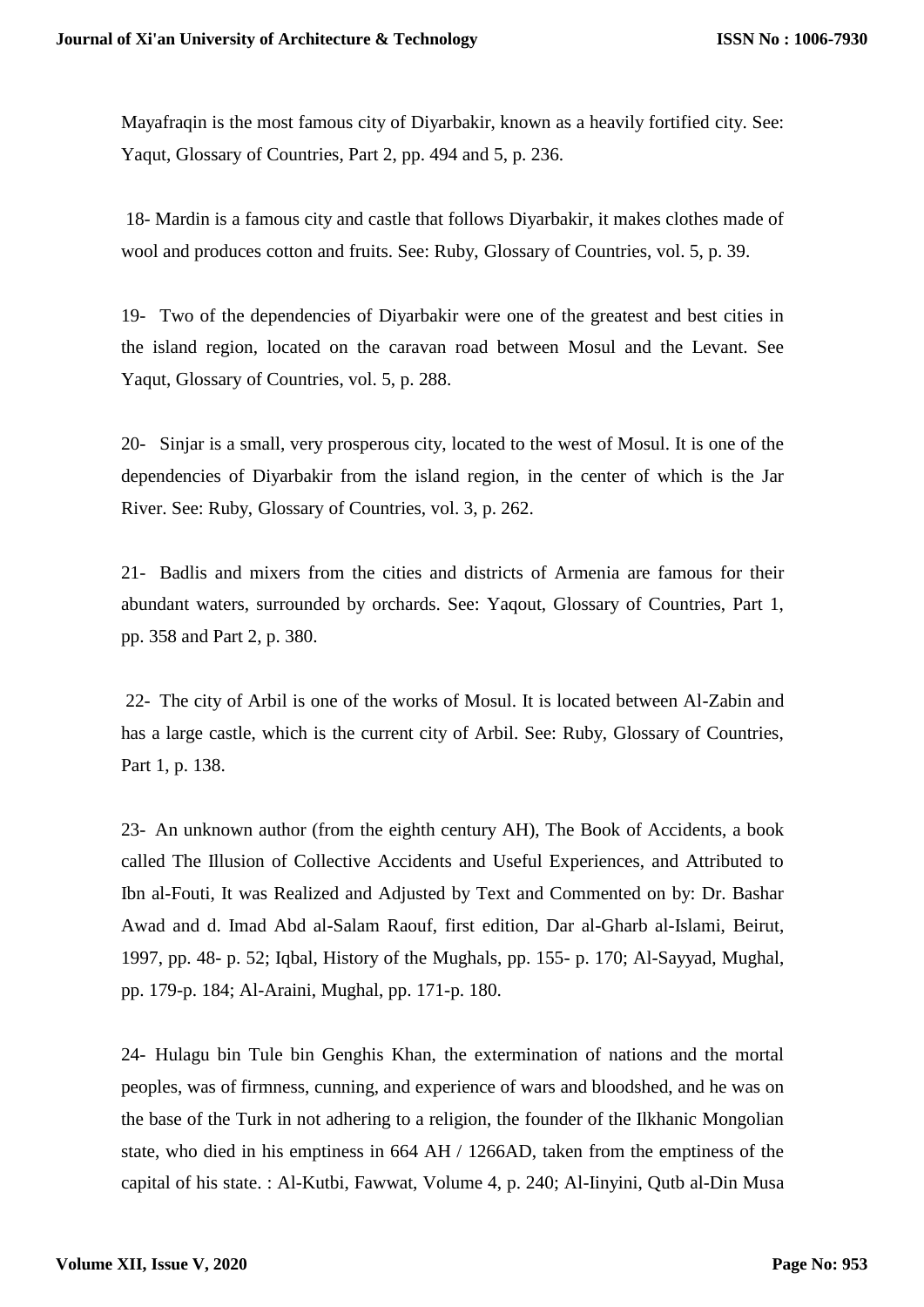Mayafraqin is the most famous city of Diyarbakir, known as a heavily fortified city. See: Yaqut, Glossary of Countries, Part 2, pp. 494 and 5, p. 236.

18- Mardin is a famous city and castle that follows Diyarbakir, it makes clothes made of wool and produces cotton and fruits. See: Ruby, Glossary of Countries, vol. 5, p. 39.

19- Two of the dependencies of Diyarbakir were one of the greatest and best cities in the island region, located on the caravan road between Mosul and the Levant. See Yaqut, Glossary of Countries, vol. 5, p. 288.

20- Sinjar is a small, very prosperous city, located to the west of Mosul. It is one of the dependencies of Diyarbakir from the island region, in the center of which is the Jar River. See: Ruby, Glossary of Countries, vol. 3, p. 262.

21- Badlis and mixers from the cities and districts of Armenia are famous for their abundant waters, surrounded by orchards. See: Yaqout, Glossary of Countries, Part 1, pp. 358 and Part 2, p. 380.

22- The city of Arbil is one of the works of Mosul. It is located between Al-Zabin and has a large castle, which is the current city of Arbil. See: Ruby, Glossary of Countries, Part 1, p. 138.

23- An unknown author (from the eighth century AH), The Book of Accidents, a book called The Illusion of Collective Accidents and Useful Experiences, and Attributed to Ibn al-Fouti, It was Realized and Adjusted by Text and Commented on by: Dr. Bashar Awad and d. Imad Abd al-Salam Raouf, first edition, Dar al-Gharb al-Islami, Beirut, 1997, pp. 48- p. 52; Iqbal, History of the Mughals, pp. 155- p. 170; Al-Sayyad, Mughal, pp. 179-p. 184; Al-Araini, Mughal, pp. 171-p. 180.

24- Hulagu bin Tule bin Genghis Khan, the extermination of nations and the mortal peoples, was of firmness, cunning, and experience of wars and bloodshed, and he was on the base of the Turk in not adhering to a religion, the founder of the Ilkhanic Mongolian state, who died in his emptiness in 664 AH / 1266AD, taken from the emptiness of the capital of his state. : Al-Kutbi, Fawwat, Volume 4, p. 240; Al-Iinyini, Qutb al-Din Musa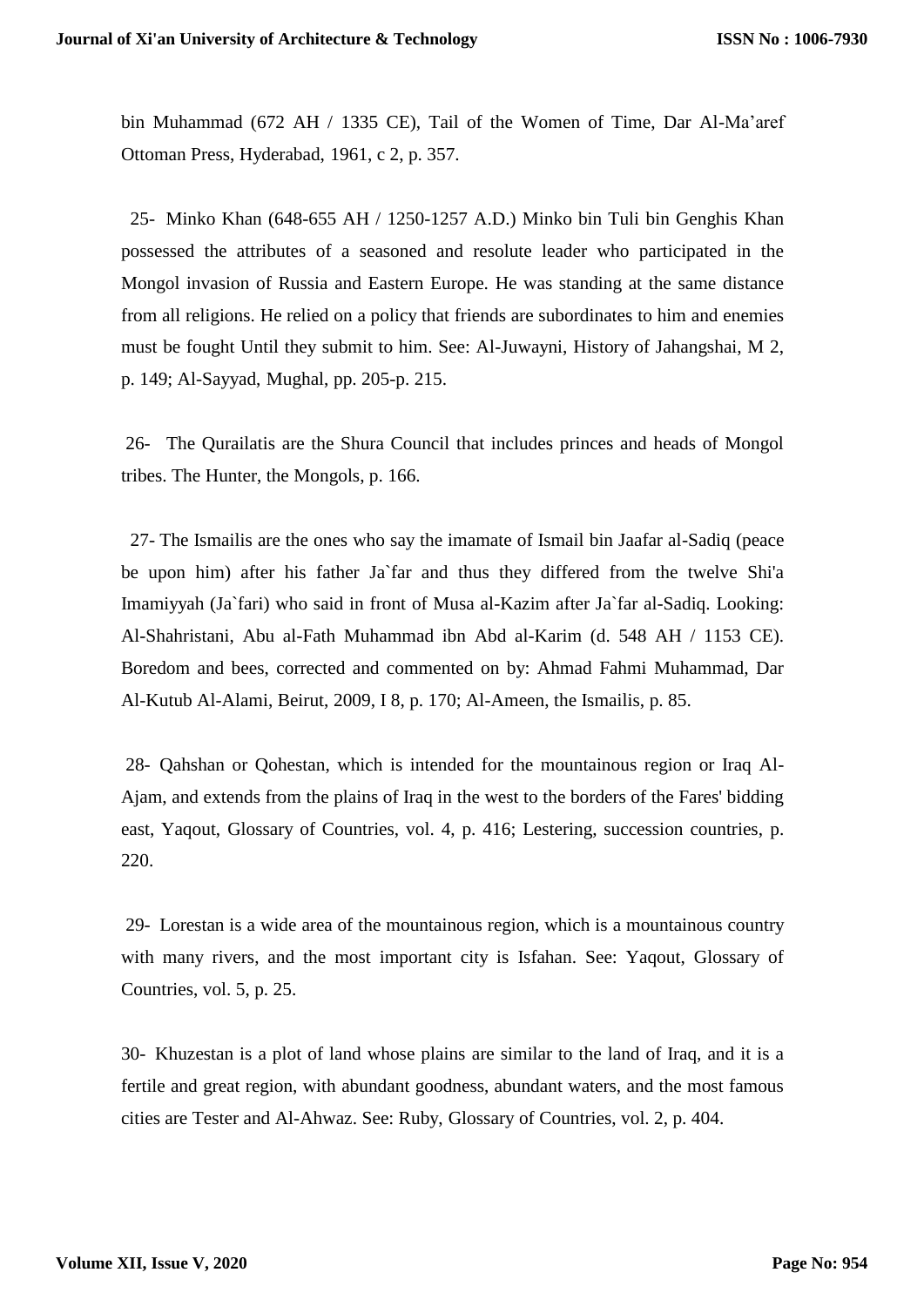bin Muhammad (672 AH / 1335 CE), Tail of the Women of Time, Dar Al-Ma'aref Ottoman Press, Hyderabad, 1961, c 2, p. 357.

25- Minko Khan (648-655 AH / 1250-1257 A.D.) Minko bin Tuli bin Genghis Khan possessed the attributes of a seasoned and resolute leader who participated in the Mongol invasion of Russia and Eastern Europe. He was standing at the same distance from all religions. He relied on a policy that friends are subordinates to him and enemies must be fought Until they submit to him. See: Al-Juwayni, History of Jahangshai, M 2, p. 149; Al-Sayyad, Mughal, pp. 205-p. 215.

26- The Qurailatis are the Shura Council that includes princes and heads of Mongol tribes. The Hunter, the Mongols, p. 166.

27- The Ismailis are the ones who say the imamate of Ismail bin Jaafar al-Sadiq (peace be upon him) after his father Ja`far and thus they differed from the twelve Shi'a Imamiyyah (Ja`fari) who said in front of Musa al-Kazim after Ja`far al-Sadiq. Looking: Al-Shahristani, Abu al-Fath Muhammad ibn Abd al-Karim (d. 548 AH / 1153 CE). Boredom and bees, corrected and commented on by: Ahmad Fahmi Muhammad, Dar Al-Kutub Al-Alami, Beirut, 2009, I 8, p. 170; Al-Ameen, the Ismailis, p. 85.

28- Qahshan or Qohestan, which is intended for the mountainous region or Iraq Al-Ajam, and extends from the plains of Iraq in the west to the borders of the Fares' bidding east, Yaqout, Glossary of Countries, vol. 4, p. 416; Lestering, succession countries, p. 220.

29- Lorestan is a wide area of the mountainous region, which is a mountainous country with many rivers, and the most important city is Isfahan. See: Yaqout, Glossary of Countries, vol. 5, p. 25.

30- Khuzestan is a plot of land whose plains are similar to the land of Iraq, and it is a fertile and great region, with abundant goodness, abundant waters, and the most famous cities are Tester and Al-Ahwaz. See: Ruby, Glossary of Countries, vol. 2, p. 404.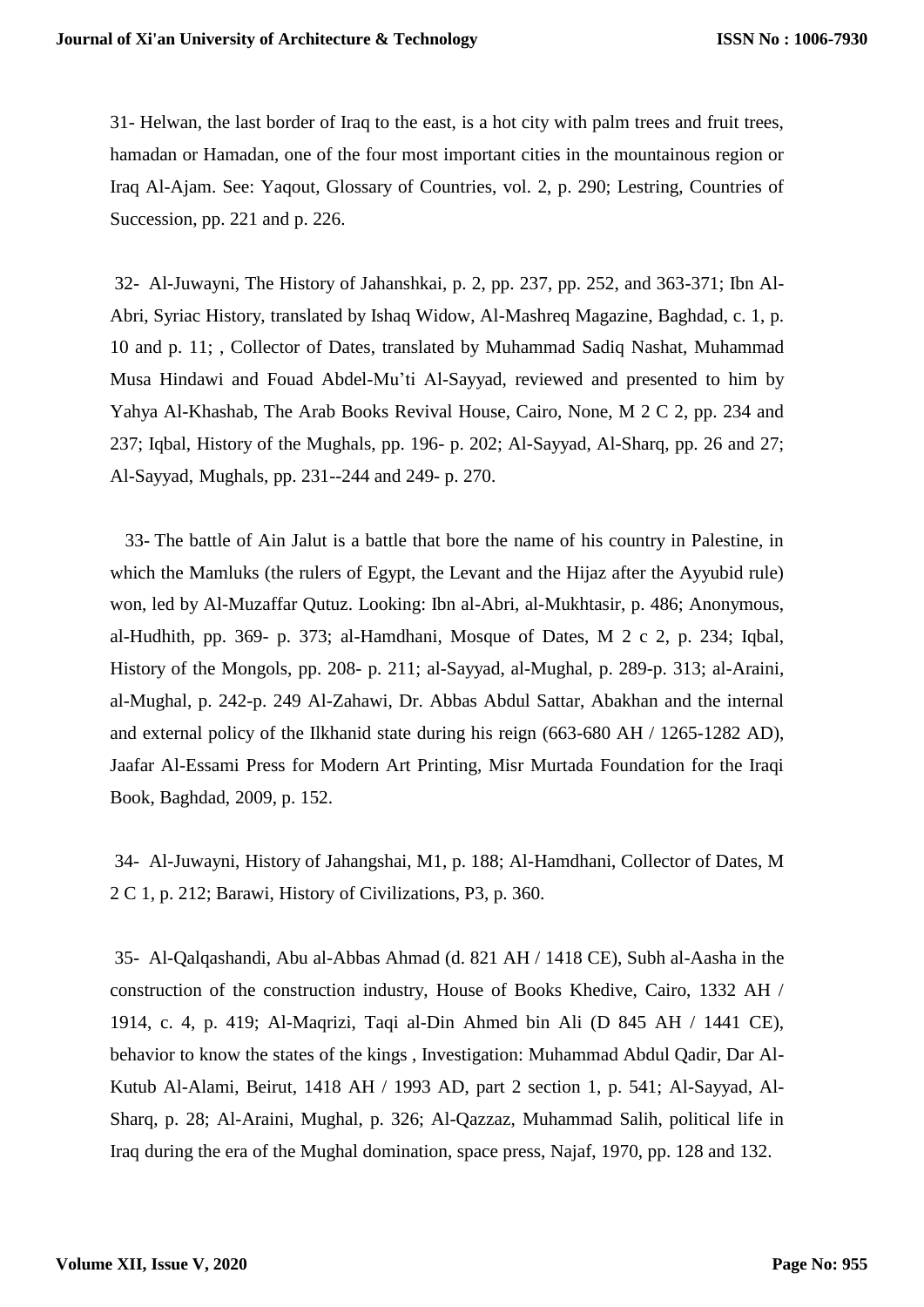31- Helwan, the last border of Iraq to the east, is a hot city with palm trees and fruit trees, hamadan or Hamadan, one of the four most important cities in the mountainous region or Iraq Al-Ajam. See: Yaqout, Glossary of Countries, vol. 2, p. 290; Lestring, Countries of Succession, pp. 221 and p. 226.

32- Al-Juwayni, The History of Jahanshkai, p. 2, pp. 237, pp. 252, and 363-371; Ibn Al-Abri, Syriac History, translated by Ishaq Widow, Al-Mashreq Magazine, Baghdad, c. 1, p. 10 and p. 11; , Collector of Dates, translated by Muhammad Sadiq Nashat, Muhammad Musa Hindawi and Fouad Abdel-Mu'ti Al-Sayyad, reviewed and presented to him by Yahya Al-Khashab, The Arab Books Revival House, Cairo, None, M 2 C 2, pp. 234 and 237; Iqbal, History of the Mughals, pp. 196- p. 202; Al-Sayyad, Al-Sharq, pp. 26 and 27; Al-Sayyad, Mughals, pp. 231--244 and 249- p. 270.

33- The battle of Ain Jalut is a battle that bore the name of his country in Palestine, in which the Mamluks (the rulers of Egypt, the Levant and the Hijaz after the Ayyubid rule) won, led by Al-Muzaffar Qutuz. Looking: Ibn al-Abri, al-Mukhtasir, p. 486; Anonymous, al-Hudhith, pp. 369- p. 373; al-Hamdhani, Mosque of Dates, M 2 c 2, p. 234; Iqbal, History of the Mongols, pp. 208- p. 211; al-Sayyad, al-Mughal, p. 289-p. 313; al-Araini, al-Mughal, p. 242-p. 249 Al-Zahawi, Dr. Abbas Abdul Sattar, Abakhan and the internal and external policy of the Ilkhanid state during his reign (663-680 AH / 1265-1282 AD), Jaafar Al-Essami Press for Modern Art Printing, Misr Murtada Foundation for the Iraqi Book, Baghdad, 2009, p. 152.

34- Al-Juwayni, History of Jahangshai, M1, p. 188; Al-Hamdhani, Collector of Dates, M 2 C 1, p. 212; Barawi, History of Civilizations, P3, p. 360.

35- Al-Qalqashandi, Abu al-Abbas Ahmad (d. 821 AH / 1418 CE), Subh al-Aasha in the construction of the construction industry, House of Books Khedive, Cairo, 1332 AH / 1914, c. 4, p. 419; Al-Maqrizi, Taqi al-Din Ahmed bin Ali (D 845 AH / 1441 CE), behavior to know the states of the kings , Investigation: Muhammad Abdul Qadir, Dar Al-Kutub Al-Alami, Beirut, 1418 AH / 1993 AD, part 2 section 1, p. 541; Al-Sayyad, Al-Sharq, p. 28; Al-Araini, Mughal, p. 326; Al-Qazzaz, Muhammad Salih, political life in Iraq during the era of the Mughal domination, space press, Najaf, 1970, pp. 128 and 132.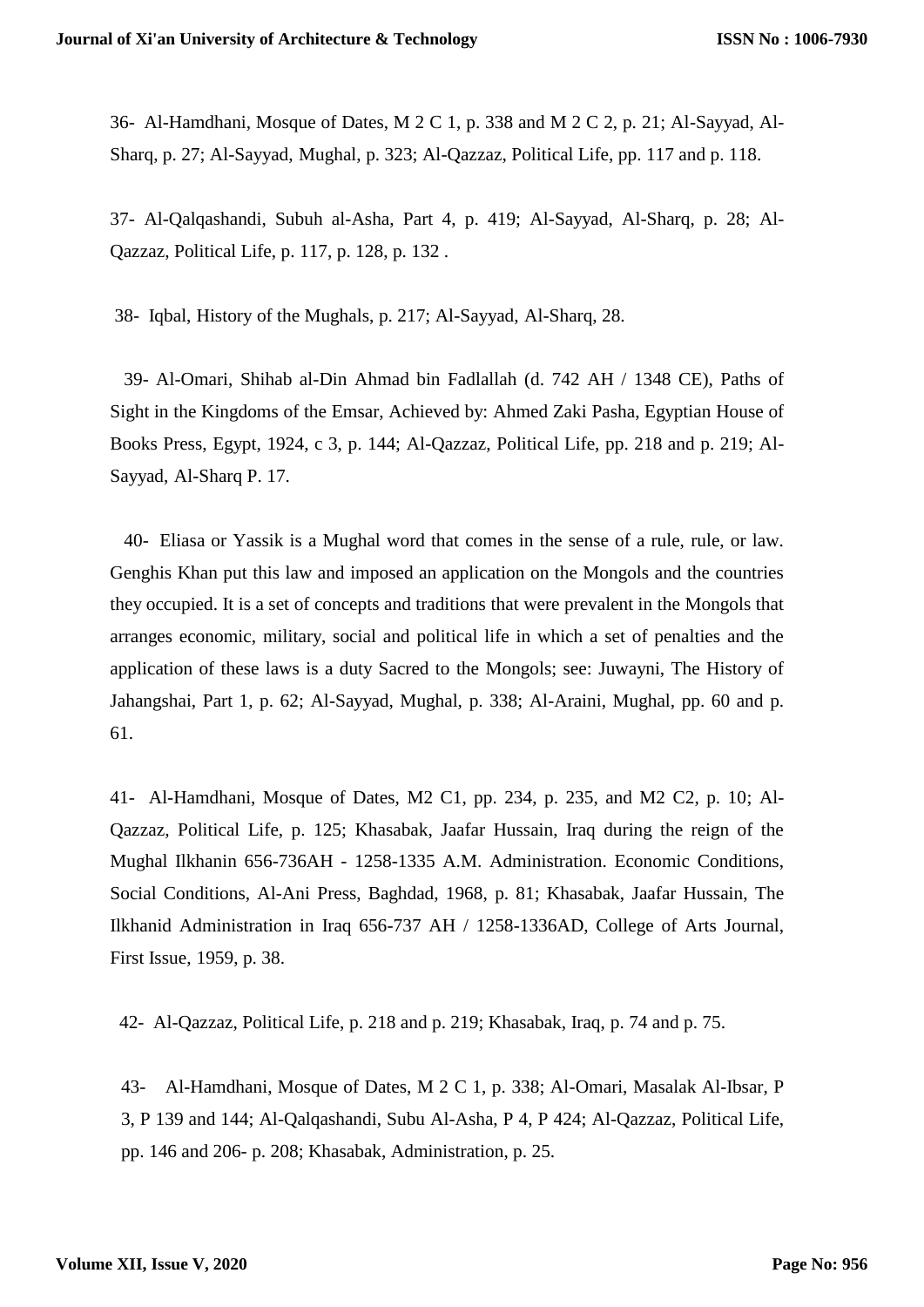36- Al-Hamdhani, Mosque of Dates, M 2 C 1, p. 338 and M 2 C 2, p. 21; Al-Sayyad, Al-Sharq, p. 27; Al-Sayyad, Mughal, p. 323; Al-Qazzaz, Political Life, pp. 117 and p. 118.

37- Al-Qalqashandi, Subuh al-Asha, Part 4, p. 419; Al-Sayyad, Al-Sharq, p. 28; Al-Qazzaz, Political Life, p. 117, p. 128, p. 132 .

38- Iqbal, History of the Mughals, p. 217; Al-Sayyad, Al-Sharq, 28.

39- Al-Omari, Shihab al-Din Ahmad bin Fadlallah (d. 742 AH / 1348 CE), Paths of Sight in the Kingdoms of the Emsar, Achieved by: Ahmed Zaki Pasha, Egyptian House of Books Press, Egypt, 1924, c 3, p. 144; Al-Qazzaz, Political Life, pp. 218 and p. 219; Al-Sayyad, Al-Sharq P. 17.

40- Eliasa or Yassik is a Mughal word that comes in the sense of a rule, rule, or law. Genghis Khan put this law and imposed an application on the Mongols and the countries they occupied. It is a set of concepts and traditions that were prevalent in the Mongols that arranges economic, military, social and political life in which a set of penalties and the application of these laws is a duty Sacred to the Mongols; see: Juwayni, The History of Jahangshai, Part 1, p. 62; Al-Sayyad, Mughal, p. 338; Al-Araini, Mughal, pp. 60 and p. 61.

41- Al-Hamdhani, Mosque of Dates, M2 C1, pp. 234, p. 235, and M2 C2, p. 10; Al-Qazzaz, Political Life, p. 125; Khasabak, Jaafar Hussain, Iraq during the reign of the Mughal Ilkhanin 656-736AH - 1258-1335 A.M. Administration. Economic Conditions, Social Conditions, Al-Ani Press, Baghdad, 1968, p. 81; Khasabak, Jaafar Hussain, The Ilkhanid Administration in Iraq 656-737 AH / 1258-1336AD, College of Arts Journal, First Issue, 1959, p. 38.

42- Al-Qazzaz, Political Life, p. 218 and p. 219; Khasabak, Iraq, p. 74 and p. 75.

43- Al-Hamdhani, Mosque of Dates, M 2 C 1, p. 338; Al-Omari, Masalak Al-Ibsar, P 3, P 139 and 144; Al-Qalqashandi, Subu Al-Asha, P 4, P 424; Al-Qazzaz, Political Life, pp. 146 and 206- p. 208; Khasabak, Administration, p. 25.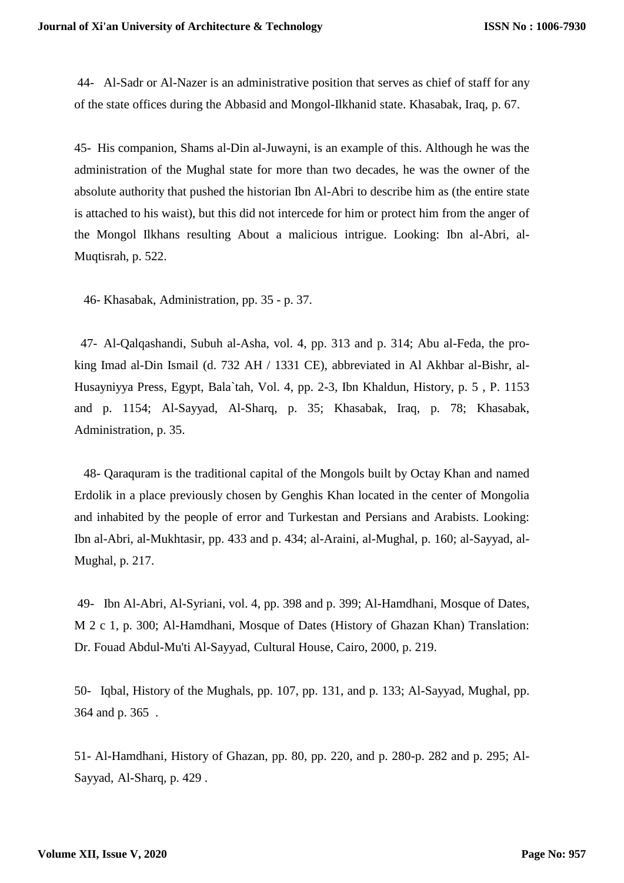44- Al-Sadr or Al-Nazer is an administrative position that serves as chief of staff for any of the state offices during the Abbasid and Mongol-Ilkhanid state. Khasabak, Iraq, p. 67.

45- His companion, Shams al-Din al-Juwayni, is an example of this. Although he was the administration of the Mughal state for more than two decades, he was the owner of the absolute authority that pushed the historian Ibn Al-Abri to describe him as (the entire state is attached to his waist), but this did not intercede for him or protect him from the anger of the Mongol Ilkhans resulting About a malicious intrigue. Looking: Ibn al-Abri, al-Muqtisrah, p. 522.

46- Khasabak, Administration, pp. 35 - p. 37.

47- Al-Qalqashandi, Subuh al-Asha, vol. 4, pp. 313 and p. 314; Abu al-Feda, the pro-king Imad al-Din Ismail (d. 732 AH / 1331 CE), abbreviated in Al Akhbar al-Bishr, al-Husayniyya Press, Egypt, Bala`tah, Vol. 4, pp. 2-3, Ibn Khaldun, History, p. 5 , P. 1153 and p. 1154; Al-Sayyad, Al-Sharq, p. 35; Khasabak, Iraq, p. 78; Khasabak, Administration, p. 35.

48- Qaraquram is the traditional capital of the Mongols built by Octay Khan and named Erdolik in a place previously chosen by Genghis Khan located in the center of Mongolia and inhabited by the people of error and Turkestan and Persians and Arabists. Looking: Ibn al-Abri, al-Mukhtasir, pp. 433 and p. 434; al-Araini, al-Mughal, p. 160; al-Sayyad, al-Mughal, p. 217.

49- Ibn Al-Abri, Al-Syriani, vol. 4, pp. 398 and p. 399; Al-Hamdhani, Mosque of Dates, M 2 c 1, p. 300; Al-Hamdhani, Mosque of Dates (History of Ghazan Khan) Translation: Dr. Fouad Abdul-Mu'ti Al-Sayyad, Cultural House, Cairo, 2000, p. 219.

50- Iqbal, History of the Mughals, pp. 107, pp. 131, and p. 133; Al-Sayyad, Mughal, pp. 364 and p. 365 .

51- Al-Hamdhani, History of Ghazan, pp. 80, pp. 220, and p. 280-p. 282 and p. 295; Al-Sayyad, Al-Sharq, p. 429 .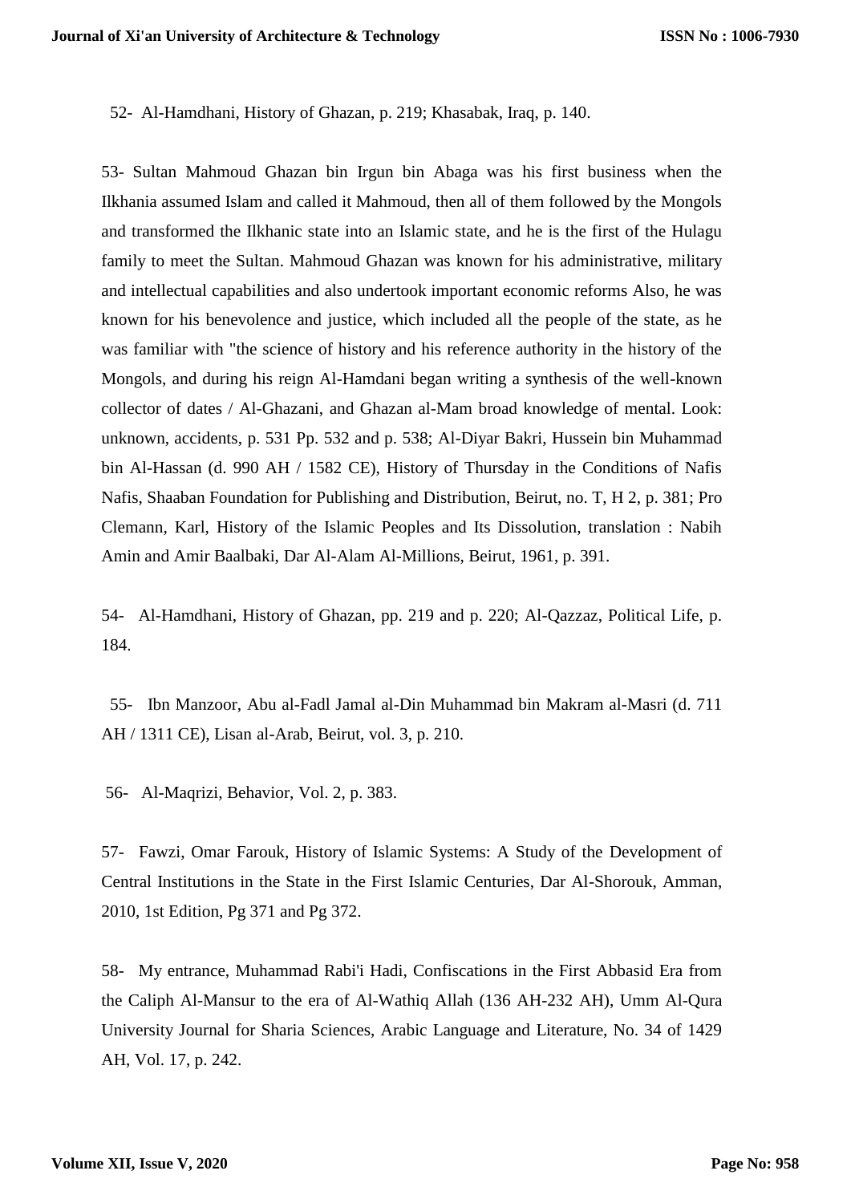52- Al-Hamdhani, History of Ghazan, p. 219; Khasabak, Iraq, p. 140.

53- Sultan Mahmoud Ghazan bin Irgun bin Abaga was his first business when the Ilkhania assumed Islam and called it Mahmoud, then all of them followed by the Mongols and transformed the Ilkhanic state into an Islamic state, and he is the first of the Hulagu family to meet the Sultan. Mahmoud Ghazan was known for his administrative, military and intellectual capabilities and also undertook important economic reforms Also, he was known for his benevolence and justice, which included all the people of the state, as he was familiar with "the science of history and his reference authority in the history of the Mongols, and during his reign Al-Hamdani began writing a synthesis of the well-known collector of dates / Al-Ghazani, and Ghazan al-Mam broad knowledge of mental. Look: unknown, accidents, p. 531 Pp. 532 and p. 538; Al-Diyar Bakri, Hussein bin Muhammad bin Al-Hassan (d. 990 AH / 1582 CE), History of Thursday in the Conditions of Nafis Nafis, Shaaban Foundation for Publishing and Distribution, Beirut, no. T, H 2, p. 381; Pro Clemann, Karl, History of the Islamic Peoples and Its Dissolution, translation : Nabih Amin and Amir Baalbaki, Dar Al-Alam Al-Millions, Beirut, 1961, p. 391.

54- Al-Hamdhani, History of Ghazan, pp. 219 and p. 220; Al-Qazzaz, Political Life, p. 184.

55- Ibn Manzoor, Abu al-Fadl Jamal al-Din Muhammad bin Makram al-Masri (d. 711 AH / 1311 CE), Lisan al-Arab, Beirut, vol. 3, p. 210.

56- Al-Maqrizi, Behavior, Vol. 2, p. 383.

57- Fawzi, Omar Farouk, History of Islamic Systems: A Study of the Development of Central Institutions in the State in the First Islamic Centuries, Dar Al-Shorouk, Amman, 2010, 1st Edition, Pg 371 and Pg 372.

58- My entrance, Muhammad Rabi'i Hadi, Confiscations in the First Abbasid Era from the Caliph Al-Mansur to the era of Al-Wathiq Allah (136 AH-232 AH), Umm Al-Qura University Journal for Sharia Sciences, Arabic Language and Literature, No. 34 of 1429 AH, Vol. 17, p. 242.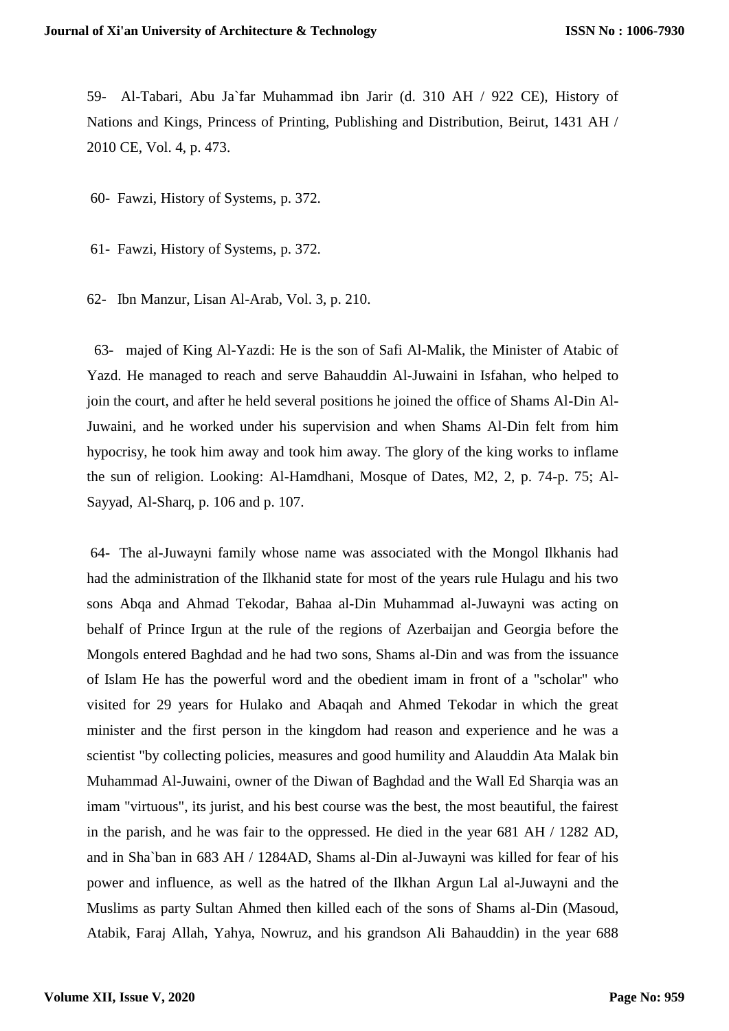59- Al-Tabari, Abu Ja`far Muhammad ibn Jarir (d. 310 AH / 922 CE), History of Nations and Kings, Princess of Printing, Publishing and Distribution, Beirut, 1431 AH / 2010 CE, Vol. 4, p. 473.

60- Fawzi, History of Systems, p. 372.

61- Fawzi, History of Systems, p. 372.

62- Ibn Manzur, Lisan Al-Arab, Vol. 3, p. 210.

63- majed of King Al-Yazdi: He is the son of Safi Al-Malik, the Minister of Atabic of Yazd. He managed to reach and serve Bahauddin Al-Juwaini in Isfahan, who helped to join the court, and after he held several positions he joined the office of Shams Al-Din Al-Juwaini, and he worked under his supervision and when Shams Al-Din felt from him hypocrisy, he took him away and took him away. The glory of the king works to inflame the sun of religion. Looking: Al-Hamdhani, Mosque of Dates, M2, 2, p. 74-p. 75; Al-Sayyad, Al-Sharq, p. 106 and p. 107.

64- The al-Juwayni family whose name was associated with the Mongol Ilkhanis had had the administration of the Ilkhanid state for most of the years rule Hulagu and his two sons Abqa and Ahmad Tekodar, Bahaa al-Din Muhammad al-Juwayni was acting on behalf of Prince Irgun at the rule of the regions of Azerbaijan and Georgia before the Mongols entered Baghdad and he had two sons, Shams al-Din and was from the issuance of Islam He has the powerful word and the obedient imam in front of a "scholar" who visited for 29 years for Hulako and Abaqah and Ahmed Tekodar in which the great minister and the first person in the kingdom had reason and experience and he was a scientist "by collecting policies, measures and good humility and Alauddin Ata Malak bin Muhammad Al-Juwaini, owner of the Diwan of Baghdad and the Wall Ed Sharqia was an imam "virtuous", its jurist, and his best course was the best, the most beautiful, the fairest in the parish, and he was fair to the oppressed. He died in the year 681 AH / 1282 AD, and in Sha`ban in 683 AH / 1284AD, Shams al-Din al-Juwayni was killed for fear of his power and influence, as well as the hatred of the Ilkhan Argun Lal al-Juwayni and the Muslims as party Sultan Ahmed then killed each of the sons of Shams al-Din (Masoud, Atabik, Faraj Allah, Yahya, Nowruz, and his grandson Ali Bahauddin) in the year 688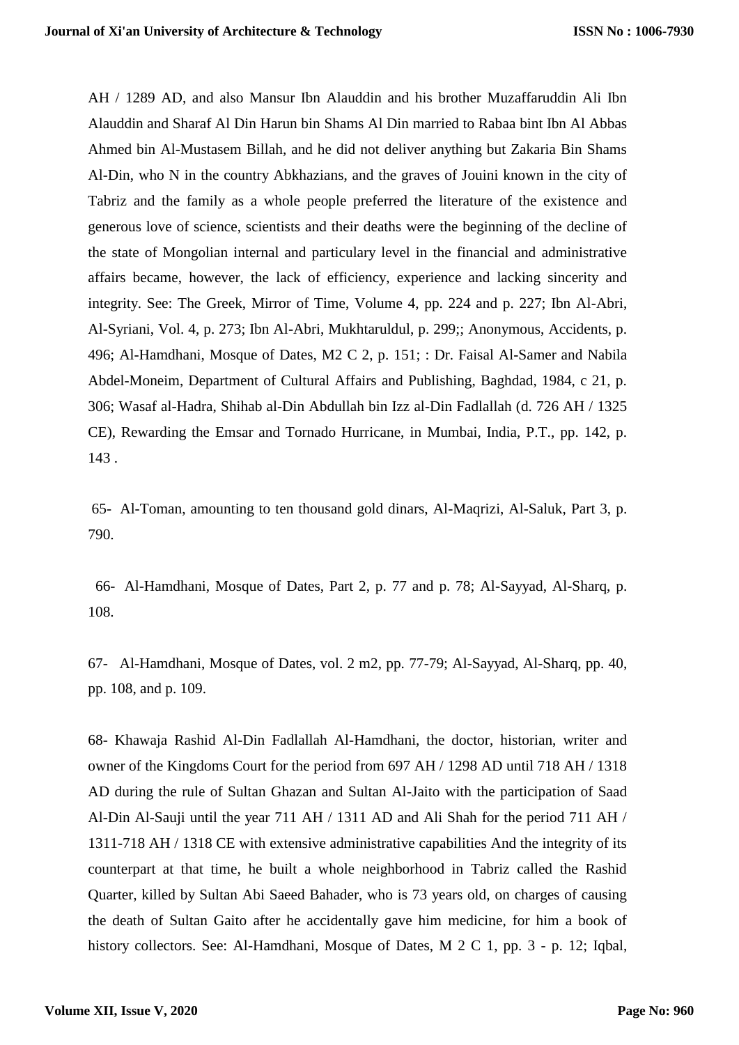AH / 1289 AD, and also Mansur Ibn Alauddin and his brother Muzaffaruddin Ali Ibn Alauddin and Sharaf Al Din Harun bin Shams Al Din married to Rabaa bint Ibn Al Abbas Ahmed bin Al-Mustasem Billah, and he did not deliver anything but Zakaria Bin Shams Al-Din, who N in the country Abkhazians, and the graves of Jouini known in the city of Tabriz and the family as a whole people preferred the literature of the existence and generous love of science, scientists and their deaths were the beginning of the decline of the state of Mongolian internal and particulary level in the financial and administrative affairs became, however, the lack of efficiency, experience and lacking sincerity and integrity. See: The Greek, Mirror of Time, Volume 4, pp. 224 and p. 227; Ibn Al-Abri, Al-Syriani, Vol. 4, p. 273; Ibn Al-Abri, Mukhtaruldul, p. 299;; Anonymous, Accidents, p. 496; Al-Hamdhani, Mosque of Dates, M2 C 2, p. 151; : Dr. Faisal Al-Samer and Nabila Abdel-Moneim, Department of Cultural Affairs and Publishing, Baghdad, 1984, c 21, p. 306; Wasaf al-Hadra, Shihab al-Din Abdullah bin Izz al-Din Fadlallah (d. 726 AH / 1325 CE), Rewarding the Emsar and Tornado Hurricane, in Mumbai, India, P.T., pp. 142, p. 143 .

65- Al-Toman, amounting to ten thousand gold dinars, Al-Maqrizi, Al-Saluk, Part 3, p. 790.

66- Al-Hamdhani, Mosque of Dates, Part 2, p. 77 and p. 78; Al-Sayyad, Al-Sharq, p. 108.

67- Al-Hamdhani, Mosque of Dates, vol. 2 m2, pp. 77-79; Al-Sayyad, Al-Sharq, pp. 40, pp. 108, and p. 109.

68- Khawaja Rashid Al-Din Fadlallah Al-Hamdhani, the doctor, historian, writer and owner of the Kingdoms Court for the period from 697 AH / 1298 AD until 718 AH / 1318 AD during the rule of Sultan Ghazan and Sultan Al-Jaito with the participation of Saad Al-Din Al-Sauji until the year 711 AH / 1311 AD and Ali Shah for the period 711 AH / 1311-718 AH / 1318 CE with extensive administrative capabilities And the integrity of its counterpart at that time, he built a whole neighborhood in Tabriz called the Rashid Quarter, killed by Sultan Abi Saeed Bahader, who is 73 years old, on charges of causing the death of Sultan Gaito after he accidentally gave him medicine, for him a book of history collectors. See: Al-Hamdhani, Mosque of Dates, M 2 C 1, pp. 3 - p. 12; Iqbal,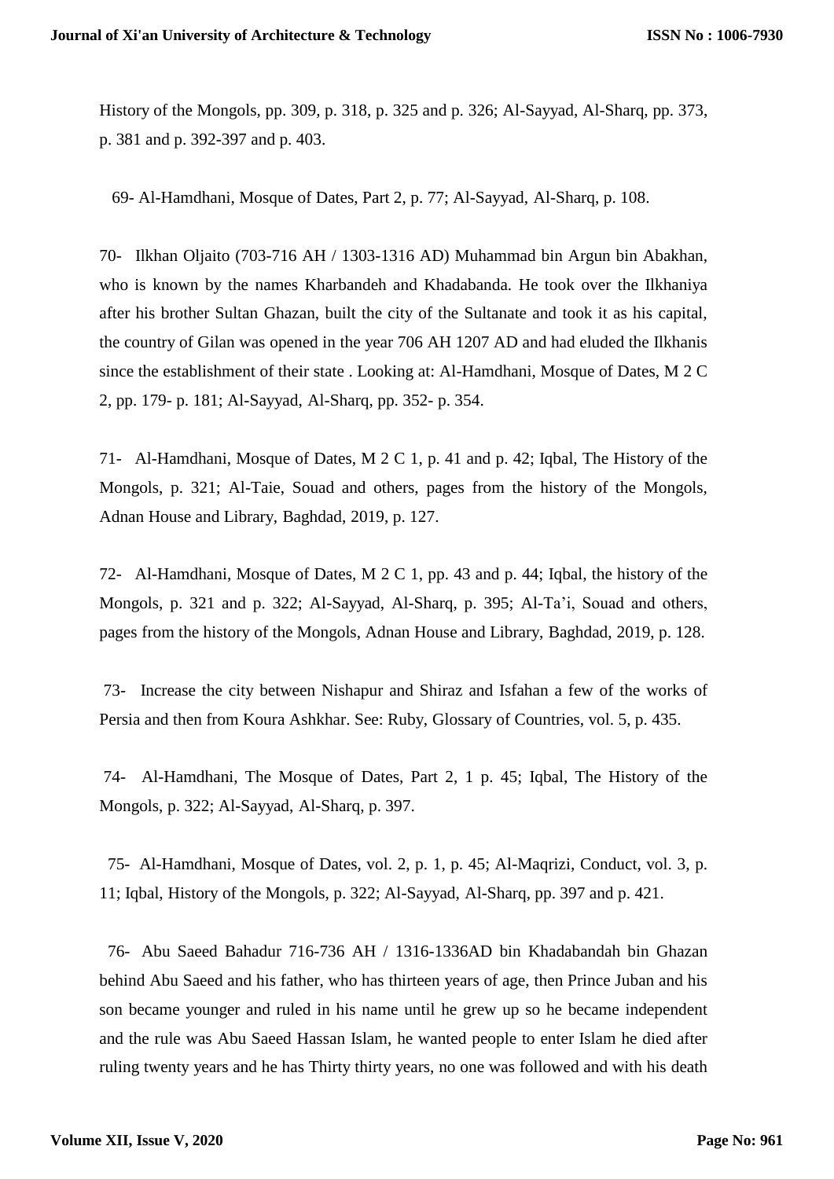History of the Mongols, pp. 309, p. 318, p. 325 and p. 326; Al-Sayyad, Al-Sharq, pp. 373, p. 381 and p. 392-397 and p. 403.

69- Al-Hamdhani, Mosque of Dates, Part 2, p. 77; Al-Sayyad, Al-Sharq, p. 108.

70- Ilkhan Oljaito (703-716 AH / 1303-1316 AD) Muhammad bin Argun bin Abakhan, who is known by the names Kharbandeh and Khadabanda. He took over the Ilkhaniya after his brother Sultan Ghazan, built the city of the Sultanate and took it as his capital, the country of Gilan was opened in the year 706 AH 1207 AD and had eluded the Ilkhanis since the establishment of their state . Looking at: Al-Hamdhani, Mosque of Dates, M 2 C 2, pp. 179- p. 181; Al-Sayyad, Al-Sharq, pp. 352- p. 354.

71- Al-Hamdhani, Mosque of Dates, M 2 C 1, p. 41 and p. 42; Iqbal, The History of the Mongols, p. 321; Al-Taie, Souad and others, pages from the history of the Mongols, Adnan House and Library, Baghdad, 2019, p. 127.

72- Al-Hamdhani, Mosque of Dates, M 2 C 1, pp. 43 and p. 44; Iqbal, the history of the Mongols, p. 321 and p. 322; Al-Sayyad, Al-Sharq, p. 395; Al-Ta'i, Souad and others, pages from the history of the Mongols, Adnan House and Library, Baghdad, 2019, p. 128.

73- Increase the city between Nishapur and Shiraz and Isfahan a few of the works of Persia and then from Koura Ashkhar. See: Ruby, Glossary of Countries, vol. 5, p. 435.

74- Al-Hamdhani, The Mosque of Dates, Part 2, 1 p. 45; Iqbal, The History of the Mongols, p. 322; Al-Sayyad, Al-Sharq, p. 397.

75- Al-Hamdhani, Mosque of Dates, vol. 2, p. 1, p. 45; Al-Maqrizi, Conduct, vol. 3, p. 11; Iqbal, History of the Mongols, p. 322; Al-Sayyad, Al-Sharq, pp. 397 and p. 421.

76- Abu Saeed Bahadur 716-736 AH / 1316-1336AD bin Khadabandah bin Ghazan behind Abu Saeed and his father, who has thirteen years of age, then Prince Juban and his son became younger and ruled in his name until he grew up so he became independent and the rule was Abu Saeed Hassan Islam, he wanted people to enter Islam he died after ruling twenty years and he has Thirty thirty years, no one was followed and with his death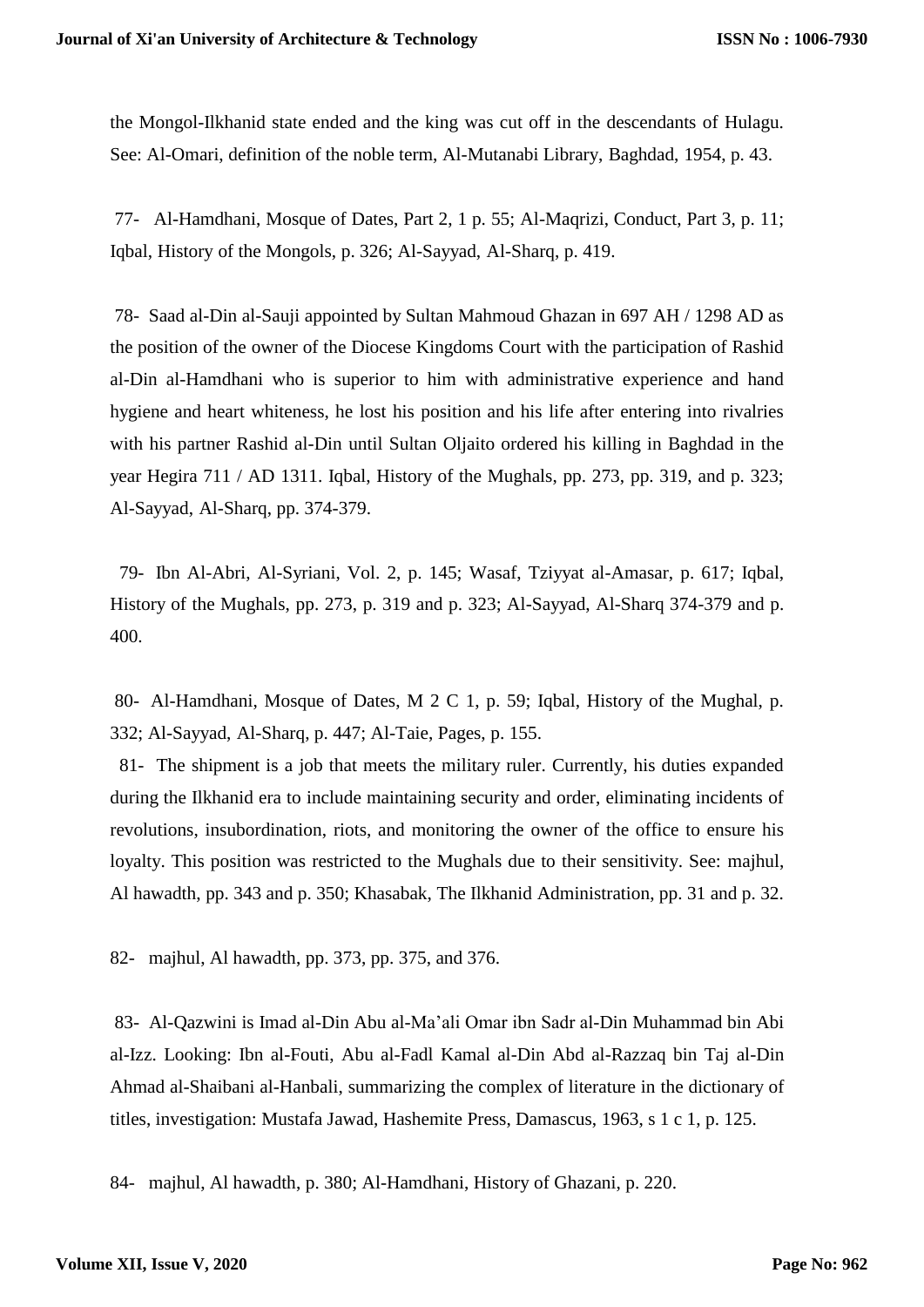the Mongol-Ilkhanid state ended and the king was cut off in the descendants of Hulagu. See: Al-Omari, definition of the noble term, Al-Mutanabi Library, Baghdad, 1954, p. 43.

77- Al-Hamdhani, Mosque of Dates, Part 2, 1 p. 55; Al-Maqrizi, Conduct, Part 3, p. 11; Iqbal, History of the Mongols, p. 326; Al-Sayyad, Al-Sharq, p. 419.

78- Saad al-Din al-Sauji appointed by Sultan Mahmoud Ghazan in 697 AH / 1298 AD as the position of the owner of the Diocese Kingdoms Court with the participation of Rashid al-Din al-Hamdhani who is superior to him with administrative experience and hand hygiene and heart whiteness, he lost his position and his life after entering into rivalries with his partner Rashid al-Din until Sultan Oljaito ordered his killing in Baghdad in the year Hegira 711 / AD 1311. Iqbal, History of the Mughals, pp. 273, pp. 319, and p. 323; Al-Sayyad, Al-Sharq, pp. 374-379.

79- Ibn Al-Abri, Al-Syriani, Vol. 2, p. 145; Wasaf, Tziyyat al-Amasar, p. 617; Iqbal, History of the Mughals, pp. 273, p. 319 and p. 323; Al-Sayyad, Al-Sharq 374-379 and p. 400.

80- Al-Hamdhani, Mosque of Dates, M 2 C 1, p. 59; Iqbal, History of the Mughal, p. 332; Al-Sayyad, Al-Sharq, p. 447; Al-Taie, Pages, p. 155.

81- The shipment is a job that meets the military ruler. Currently, his duties expanded during the Ilkhanid era to include maintaining security and order, eliminating incidents of revolutions, insubordination, riots, and monitoring the owner of the office to ensure his loyalty. This position was restricted to the Mughals due to their sensitivity. See: majhul, Al hawadth, pp. 343 and p. 350; Khasabak, The Ilkhanid Administration, pp. 31 and p. 32.

82- majhul, Al hawadth, pp. 373, pp. 375, and 376.

83- Al-Qazwini is Imad al-Din Abu al-Ma'ali Omar ibn Sadr al-Din Muhammad bin Abi al-Izz. Looking: Ibn al-Fouti, Abu al-Fadl Kamal al-Din Abd al-Razzaq bin Taj al-Din Ahmad al-Shaibani al-Hanbali, summarizing the complex of literature in the dictionary of titles, investigation: Mustafa Jawad, Hashemite Press, Damascus, 1963, s 1 c 1, p. 125.

84- majhul, Al hawadth, p. 380; Al-Hamdhani, History of Ghazani, p. 220.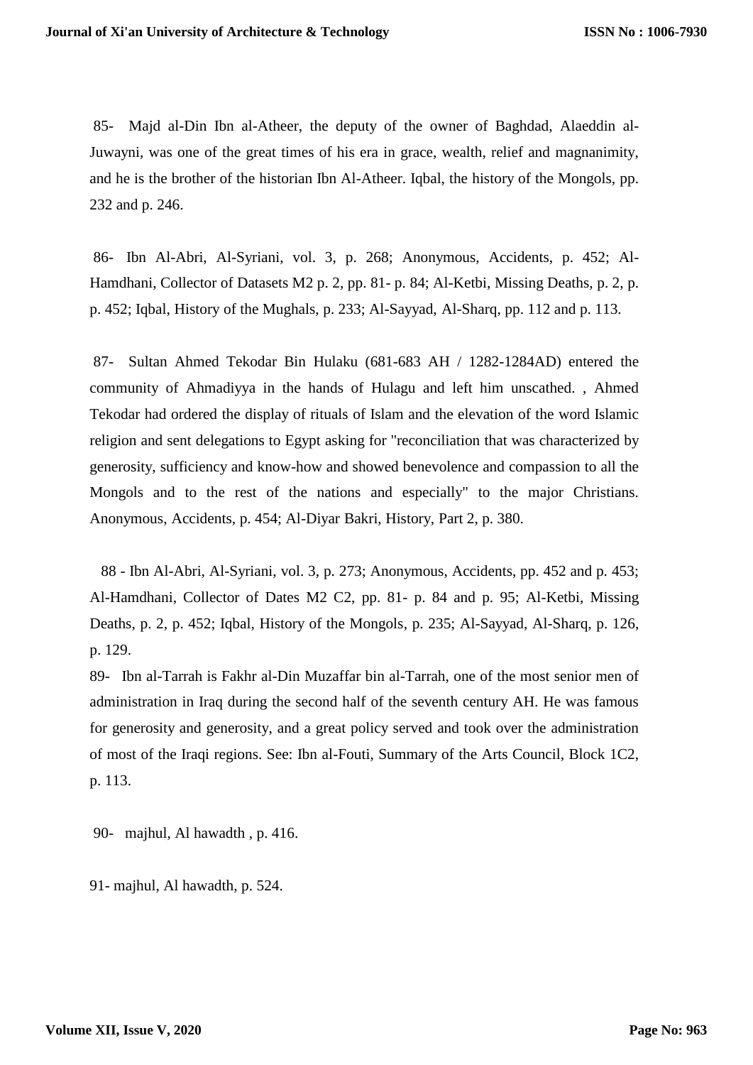85- Majd al-Din Ibn al-Atheer, the deputy of the owner of Baghdad, Alaeddin al-Juwayni, was one of the great times of his era in grace, wealth, relief and magnanimity, and he is the brother of the historian Ibn Al-Atheer. Iqbal, the history of the Mongols, pp. 232 and p. 246.

86- Ibn Al-Abri, Al-Syriani, vol. 3, p. 268; Anonymous, Accidents, p. 452; Al-Hamdhani, Collector of Datasets M2 p. 2, pp. 81- p. 84; Al-Ketbi, Missing Deaths, p. 2, p. p. 452; Iqbal, History of the Mughals, p. 233; Al-Sayyad, Al-Sharq, pp. 112 and p. 113.

87- Sultan Ahmed Tekodar Bin Hulaku (681-683 AH / 1282-1284AD) entered the community of Ahmadiyya in the hands of Hulagu and left him unscathed. , Ahmed Tekodar had ordered the display of rituals of Islam and the elevation of the word Islamic religion and sent delegations to Egypt asking for "reconciliation that was characterized by generosity, sufficiency and know-how and showed benevolence and compassion to all the Mongols and to the rest of the nations and especially" to the major Christians. Anonymous, Accidents, p. 454; Al-Diyar Bakri, History, Part 2, p. 380.

88 - Ibn Al-Abri, Al-Syriani, vol. 3, p. 273; Anonymous, Accidents, pp. 452 and p. 453; Al-Hamdhani, Collector of Dates M2 C2, pp. 81- p. 84 and p. 95; Al-Ketbi, Missing Deaths, p. 2, p. 452; Iqbal, History of the Mongols, p. 235; Al-Sayyad, Al-Sharq, p. 126, p. 129.

89- Ibn al-Tarrah is Fakhr al-Din Muzaffar bin al-Tarrah, one of the most senior men of administration in Iraq during the second half of the seventh century AH. He was famous for generosity and generosity, and a great policy served and took over the administration of most of the Iraqi regions. See: Ibn al-Fouti, Summary of the Arts Council, Block 1C2, p. 113.

90- majhul, Al hawadth , p. 416.

91- majhul, Al hawadth, p. 524.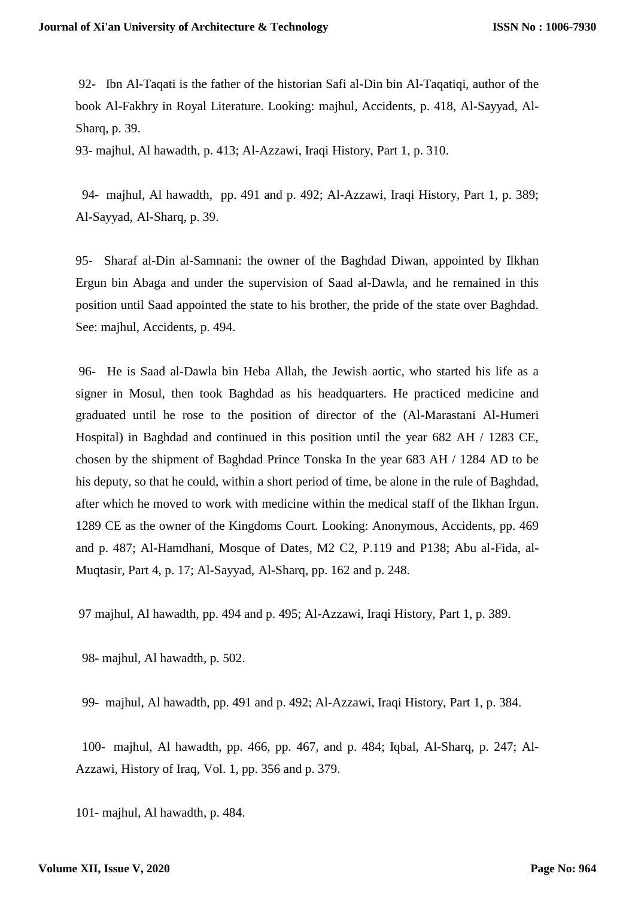92- Ibn Al-Taqati is the father of the historian Safi al-Din bin Al-Taqatiqi, author of the book Al-Fakhry in Royal Literature. Looking: majhul, Accidents, p. 418, Al-Sayyad, Al-Sharq, p. 39.

93- majhul, Al hawadth, p. 413; Al-Azzawi, Iraqi History, Part 1, p. 310.

94- majhul, Al hawadth, pp. 491 and p. 492; Al-Azzawi, Iraqi History, Part 1, p. 389; Al-Sayyad, Al-Sharq, p. 39.

95- Sharaf al-Din al-Samnani: the owner of the Baghdad Diwan, appointed by Ilkhan Ergun bin Abaga and under the supervision of Saad al-Dawla, and he remained in this position until Saad appointed the state to his brother, the pride of the state over Baghdad. See: majhul, Accidents, p. 494.

96- He is Saad al-Dawla bin Heba Allah, the Jewish aortic, who started his life as a signer in Mosul, then took Baghdad as his headquarters. He practiced medicine and graduated until he rose to the position of director of the (Al-Marastani Al-Humeri Hospital) in Baghdad and continued in this position until the year 682 AH / 1283 CE, chosen by the shipment of Baghdad Prince Tonska In the year 683 AH / 1284 AD to be his deputy, so that he could, within a short period of time, be alone in the rule of Baghdad, after which he moved to work with medicine within the medical staff of the Ilkhan Irgun. 1289 CE as the owner of the Kingdoms Court. Looking: Anonymous, Accidents, pp. 469 and p. 487; Al-Hamdhani, Mosque of Dates, M2 C2, P.119 and P138; Abu al-Fida, al-Muqtasir, Part 4, p. 17; Al-Sayyad, Al-Sharq, pp. 162 and p. 248.

97 majhul, Al hawadth, pp. 494 and p. 495; Al-Azzawi, Iraqi History, Part 1, p. 389.

98- majhul, Al hawadth, p. 502.

99- majhul, Al hawadth, pp. 491 and p. 492; Al-Azzawi, Iraqi History, Part 1, p. 384.

100- majhul, Al hawadth, pp. 466, pp. 467, and p. 484; Iqbal, Al-Sharq, p. 247; Al-Azzawi, History of Iraq, Vol. 1, pp. 356 and p. 379.

101- majhul, Al hawadth, p. 484.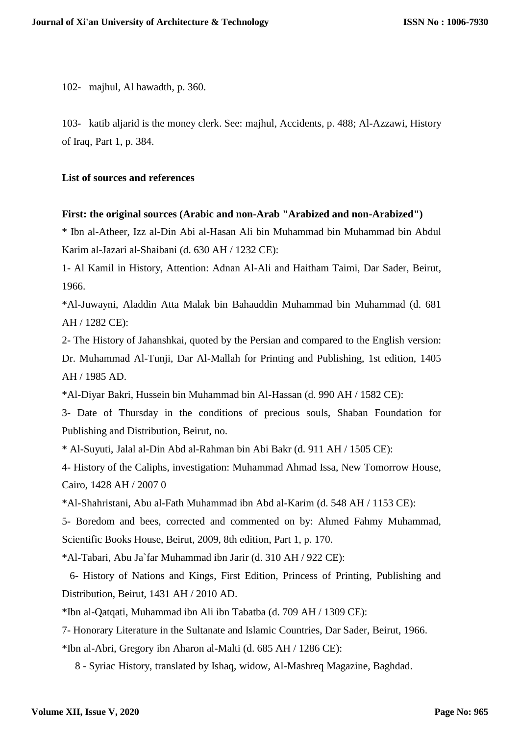102- majhul, Al hawadth, p. 360.

103- katib aljarid is the money clerk. See: majhul, Accidents, p. 488; Al-Azzawi, History of Iraq, Part 1, p. 384.

**List of sources and references**

**First: the original sources (Arabic and non-Arab "Arabized and non-Arabized")**

* Ibn al-Atheer, Izz al-Din Abi al-Hasan Ali bin Muhammad bin Muhammad bin Abdul Karim al-Jazari al-Shaibani (d. 630 AH / 1232 CE):

1- Al Kamil in History, Attention: Adnan Al-Ali and Haitham Taimi, Dar Sader, Beirut, 1966.

*Al-Juwayni, Aladdin Atta Malak bin Bahauddin Muhammad bin Muhammad (d. 681 AH / 1282 CE):

2- The History of Jahanshkai, quoted by the Persian and compared to the English version: Dr. Muhammad Al-Tunji, Dar Al-Mallah for Printing and Publishing, 1st edition, 1405 AH / 1985 AD.

*Al-Diyar Bakri, Hussein bin Muhammad bin Al-Hassan (d. 990 AH / 1582 CE):

3- Date of Thursday in the conditions of precious souls, Shaban Foundation for Publishing and Distribution, Beirut, no.

* Al-Suyuti, Jalal al-Din Abd al-Rahman bin Abi Bakr (d. 911 AH / 1505 CE):

4- History of the Caliphs, investigation: Muhammad Ahmad Issa, New Tomorrow House, Cairo, 1428 AH / 2007 0

*Al-Shahristani, Abu al-Fath Muhammad ibn Abd al-Karim (d. 548 AH / 1153 CE):

5- Boredom and bees, corrected and commented on by: Ahmed Fahmy Muhammad, Scientific Books House, Beirut, 2009, 8th edition, Part 1, p. 170.

*Al-Tabari, Abu Ja`far Muhammad ibn Jarir (d. 310 AH / 922 CE):

6- History of Nations and Kings, First Edition, Princess of Printing, Publishing and Distribution, Beirut, 1431 AH / 2010 AD.

*Ibn al-Qatqati, Muhammad ibn Ali ibn Tabatba (d. 709 AH / 1309 CE):

7- Honorary Literature in the Sultanate and Islamic Countries, Dar Sader, Beirut, 1966.

*Ibn al-Abri, Gregory ibn Aharon al-Malti (d. 685 AH / 1286 CE):

8 - Syriac History, translated by Ishaq, widow, Al-Mashreq Magazine, Baghdad.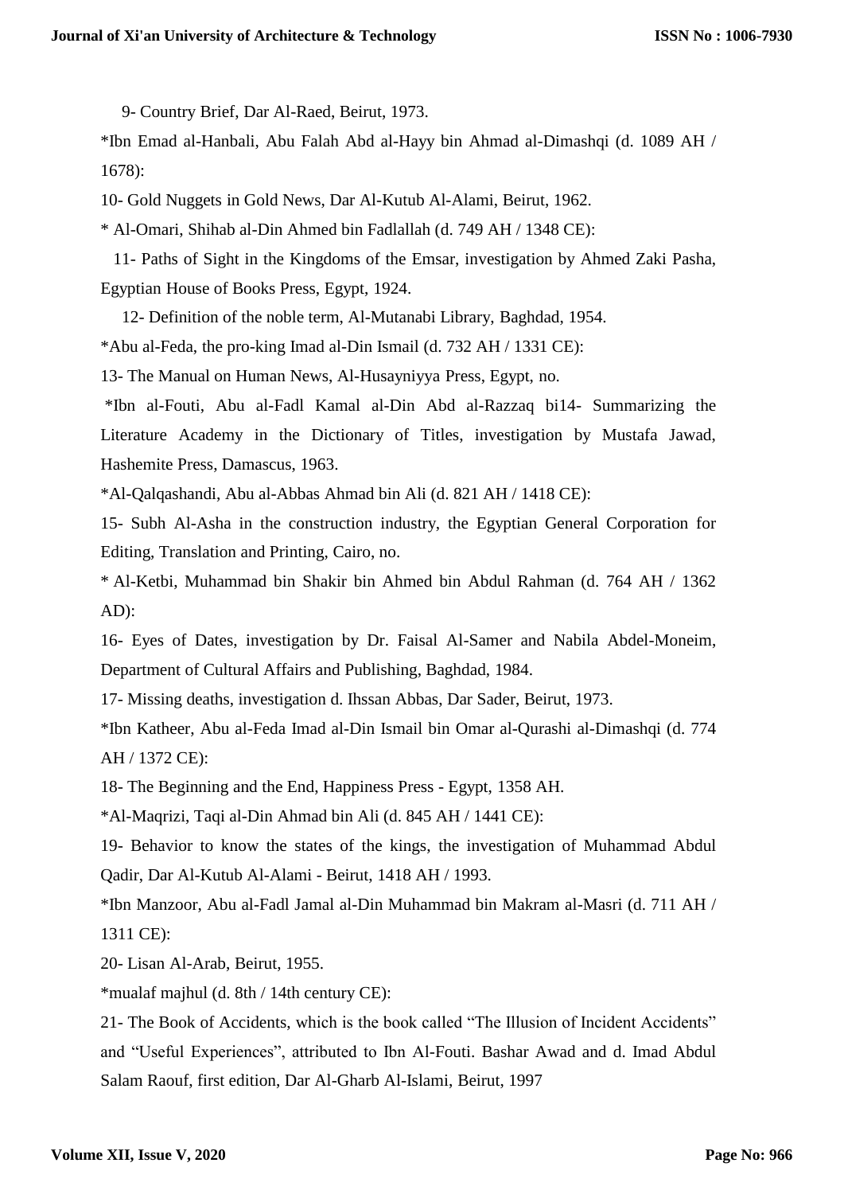9- Country Brief, Dar Al-Raed, Beirut, 1973.

*Ibn Emad al-Hanbali, Abu Falah Abd al-Hayy bin Ahmad al-Dimashqi (d. 1089 AH / 1678):

10- Gold Nuggets in Gold News, Dar Al-Kutub Al-Alami, Beirut, 1962.

* Al-Omari, Shihab al-Din Ahmed bin Fadlallah (d. 749 AH / 1348 CE):

11- Paths of Sight in the Kingdoms of the Emsar, investigation by Ahmed Zaki Pasha, Egyptian House of Books Press, Egypt, 1924.

12- Definition of the noble term, Al-Mutanabi Library, Baghdad, 1954.

*Abu al-Feda, the pro-king Imad al-Din Ismail (d. 732 AH / 1331 CE):

13- The Manual on Human News, Al-Husayniyya Press, Egypt, no.

*Ibn al-Fouti, Abu al-Fadl Kamal al-Din Abd al-Razzaq bi14- Summarizing the Literature Academy in the Dictionary of Titles, investigation by Mustafa Jawad, Hashemite Press, Damascus, 1963.

*Al-Qalqashandi, Abu al-Abbas Ahmad bin Ali (d. 821 AH / 1418 CE):

15- Subh Al-Asha in the construction industry, the Egyptian General Corporation for Editing, Translation and Printing, Cairo, no.

* Al-Ketbi, Muhammad bin Shakir bin Ahmed bin Abdul Rahman (d. 764 AH / 1362 AD):

16- Eyes of Dates, investigation by Dr. Faisal Al-Samer and Nabila Abdel-Moneim, Department of Cultural Affairs and Publishing, Baghdad, 1984.

17- Missing deaths, investigation d. Ihssan Abbas, Dar Sader, Beirut, 1973.

*Ibn Katheer, Abu al-Feda Imad al-Din Ismail bin Omar al-Qurashi al-Dimashqi (d. 774 AH / 1372 CE):

18- The Beginning and the End, Happiness Press - Egypt, 1358 AH.

*Al-Maqrizi, Taqi al-Din Ahmad bin Ali (d. 845 AH / 1441 CE):

19- Behavior to know the states of the kings, the investigation of Muhammad Abdul Qadir, Dar Al-Kutub Al-Alami - Beirut, 1418 AH / 1993.

*Ibn Manzoor, Abu al-Fadl Jamal al-Din Muhammad bin Makram al-Masri (d. 711 AH / 1311 CE):

20- Lisan Al-Arab, Beirut, 1955.

*mualaf majhul (d. 8th / 14th century CE):

21- The Book of Accidents, which is the book called “The Illusion of Incident Accidents” and “Useful Experiences”, attributed to Ibn Al-Fouti. Bashar Awad and d. Imad Abdul Salam Raouf, first edition, Dar Al-Gharb Al-Islami, Beirut, 1997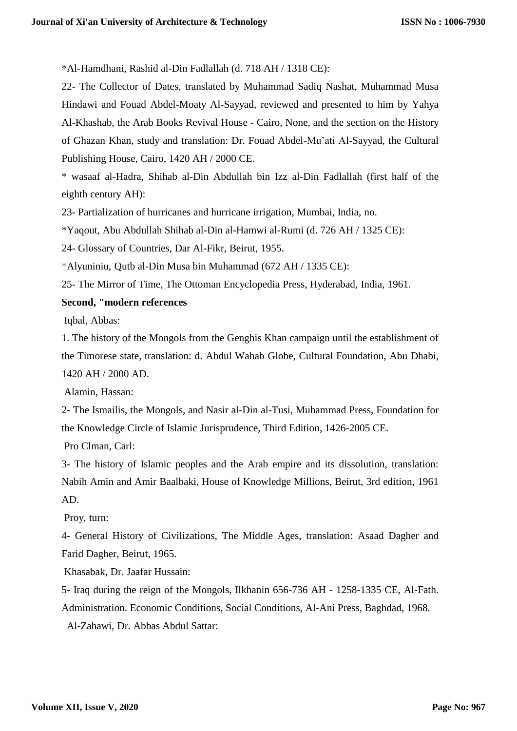*Al-Hamdhani, Rashid al-Din Fadlallah (d. 718 AH / 1318 CE):

22- The Collector of Dates, translated by Muhammad Sadiq Nashat, Muhammad Musa Hindawi and Fouad Abdel-Moaty Al-Sayyad, reviewed and presented to him by Yahya Al-Khashab, the Arab Books Revival House - Cairo, None, and the section on the History of Ghazan Khan, study and translation: Dr. Fouad Abdel-Mu'ati Al-Sayyad, the Cultural Publishing House, Cairo, 1420 AH / 2000 CE.

* wasaaf al-Hadra, Shihab al-Din Abdullah bin Izz al-Din Fadlallah (first half of the eighth century AH):

23- Partialization of hurricanes and hurricane irrigation, Mumbai, India, no.

*Yaqout, Abu Abdullah Shihab al-Din al-Hamwi al-Rumi (d. 726 AH / 1325 CE):

24- Glossary of Countries, Dar Al-Fikr, Beirut, 1955.

*Alyuniniu, Qutb al-Din Musa bin Muhammad (672 AH / 1335 CE):

25- The Mirror of Time, The Ottoman Encyclopedia Press, Hyderabad, India, 1961.

**Second, "modern references**

Iqbal, Abbas:

1. The history of the Mongols from the Genghis Khan campaign until the establishment of the Timorese state, translation: d. Abdul Wahab Globe, Cultural Foundation, Abu Dhabi, 1420 AH / 2000 AD.

Alamin, Hassan:

2- The Ismailis, the Mongols, and Nasir al-Din al-Tusi, Muhammad Press, Foundation for the Knowledge Circle of Islamic Jurisprudence, Third Edition, 1426-2005 CE.

Pro Clman, Carl:

3- The history of Islamic peoples and the Arab empire and its dissolution, translation: Nabih Amin and Amir Baalbaki, House of Knowledge Millions, Beirut, 3rd edition, 1961 AD.

Proy, turn:

4- General History of Civilizations, The Middle Ages, translation: Asaad Dagher and Farid Dagher, Beirut, 1965.

Khasabak, Dr. Jaafar Hussain:

5- Iraq during the reign of the Mongols, Ilkhanin 656-736 AH - 1258-1335 CE, Al-Fath. Administration. Economic Conditions, Social Conditions, Al-Ani Press, Baghdad, 1968.

Al-Zahawi, Dr. Abbas Abdul Sattar: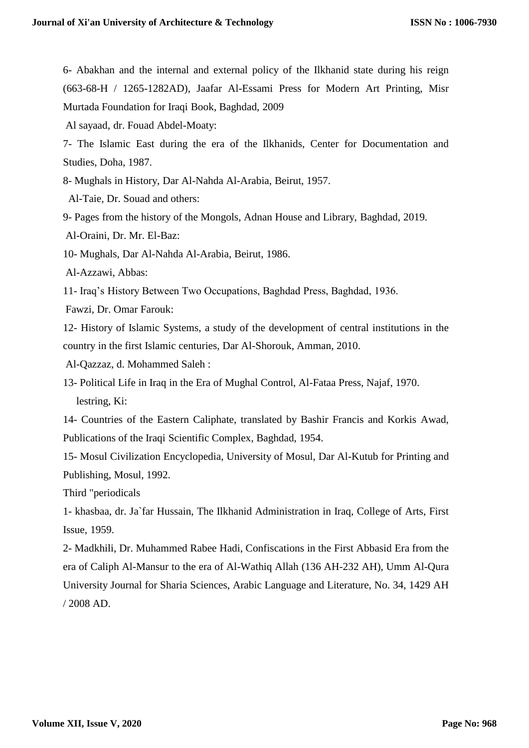6- Abakhan and the internal and external policy of the Ilkhanid state during his reign (663-68-H / 1265-1282AD), Jaafar Al-Essami Press for Modern Art Printing, Misr Murtada Foundation for Iraqi Book, Baghdad, 2009

Al sayaad, dr. Fouad Abdel-Moaty:

7- The Islamic East during the era of the Ilkhanids, Center for Documentation and Studies, Doha, 1987.

8- Mughals in History, Dar Al-Nahda Al-Arabia, Beirut, 1957.

Al-Taie, Dr. Souad and others:

9- Pages from the history of the Mongols, Adnan House and Library, Baghdad, 2019.

Al-Oraini, Dr. Mr. El-Baz:

10- Mughals, Dar Al-Nahda Al-Arabia, Beirut, 1986.

Al-Azzawi, Abbas:

11- Iraq's History Between Two Occupations, Baghdad Press, Baghdad, 1936.

Fawzi, Dr. Omar Farouk:

12- History of Islamic Systems, a study of the development of central institutions in the country in the first Islamic centuries, Dar Al-Shorouk, Amman, 2010.

Al-Qazzaz, d. Mohammed Saleh :

13- Political Life in Iraq in the Era of Mughal Control, Al-Fataa Press, Najaf, 1970.

lestring, Ki:

14- Countries of the Eastern Caliphate, translated by Bashir Francis and Korkis Awad, Publications of the Iraqi Scientific Complex, Baghdad, 1954.

15- Mosul Civilization Encyclopedia, University of Mosul, Dar Al-Kutub for Printing and Publishing, Mosul, 1992.

Third "periodicals

1- khasbaa, dr. Ja`far Hussain, The Ilkhanid Administration in Iraq, College of Arts, First Issue, 1959.

2- Madkhili, Dr. Muhammed Rabee Hadi, Confiscations in the First Abbasid Era from the era of Caliph Al-Mansur to the era of Al-Wathiq Allah (136 AH-232 AH), Umm Al-Qura University Journal for Sharia Sciences, Arabic Language and Literature, No. 34, 1429 AH / 2008 AD.